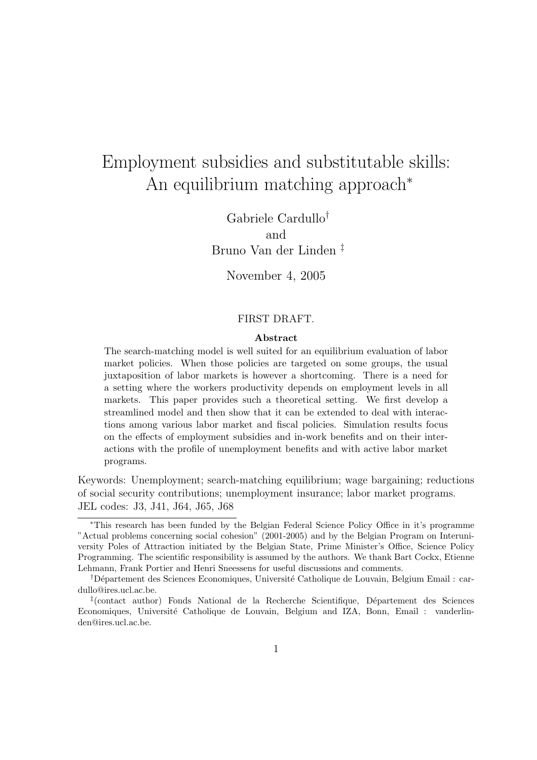# Employment subsidies and substitutable skills: An equilibrium matching approach*

Gabriele Cardullo[†]
and
Bruno Van der Linden [‡]

November 4, 2005

FIRST DRAFT.

**Abstract**

The search-matching model is well suited for an equilibrium evaluation of labor market policies. When those policies are targeted on some groups, the usual juxtaposition of labor markets is however a shortcoming. There is a need for a setting where the workers productivity depends on employment levels in all markets. This paper provides such a theoretical setting. We first develop a streamlined model and then show that it can be extended to deal with interactions among various labor market and fiscal policies. Simulation results focus on the effects of employment subsidies and in-work benefits and on their interactions with the profile of unemployment benefits and with active labor market programs.

Keywords: Unemployment; search-matching equilibrium; wage bargaining; reductions of social security contributions; unemployment insurance; labor market programs.
JEL codes: J3, J41, J64, J65, J68

---

*This research has been funded by the Belgian Federal Science Policy Office in it's programme "Actual problems concerning social cohesion" (2001-2005) and by the Belgian Program on Interuniversity Poles of Attraction initiated by the Belgian State, Prime Minister's Office, Science Policy Programming. The scientific responsibility is assumed by the authors. We thank Bart Cockx, Etienne Lehmann, Frank Portier and Henri Sneessens for useful discussions and comments.

[†]Département des Sciences Economiques, Université Catholique de Louvain, Belgium Email : cardullo@ires.ucl.ac.be.

[‡](contact author) Fonds National de la Recherche Scientifique, Département des Sciences Economiques, Université Catholique de Louvain, Belgium and IZA, Bonn, Email : vanderlinden@ires.ucl.ac.be.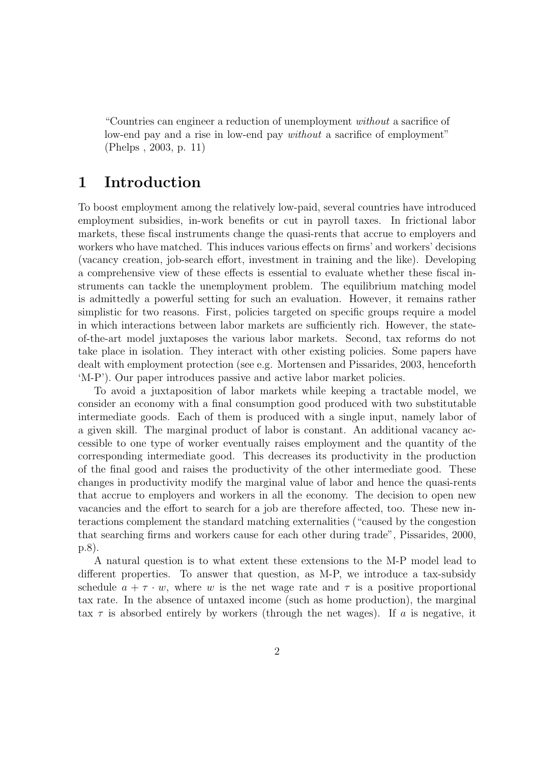"Countries can engineer a reduction of unemployment *without* a sacrifice of low-end pay and a rise in low-end pay *without* a sacrifice of employment" (Phelps , 2003, p. 11)

# 1 Introduction

To boost employment among the relatively low-paid, several countries have introduced employment subsidies, in-work benefits or cut in payroll taxes. In frictional labor markets, these fiscal instruments change the quasi-rents that accrue to employers and workers who have matched. This induces various effects on firms' and workers' decisions (vacancy creation, job-search effort, investment in training and the like). Developing a comprehensive view of these effects is essential to evaluate whether these fiscal instruments can tackle the unemployment problem. The equilibrium matching model is admittedly a powerful setting for such an evaluation. However, it remains rather simplistic for two reasons. First, policies targeted on specific groups require a model in which interactions between labor markets are sufficiently rich. However, the state-of-the-art model juxtaposes the various labor markets. Second, tax reforms do not take place in isolation. They interact with other existing policies. Some papers have dealt with employment protection (see e.g. Mortensen and Pissarides, 2003, henceforth 'M-P'). Our paper introduces passive and active labor market policies.

To avoid a juxtaposition of labor markets while keeping a tractable model, we consider an economy with a final consumption good produced with two substitutable intermediate goods. Each of them is produced with a single input, namely labor of a given skill. The marginal product of labor is constant. An additional vacancy accessible to one type of worker eventually raises employment and the quantity of the corresponding intermediate good. This decreases its productivity in the production of the final good and raises the productivity of the other intermediate good. These changes in productivity modify the marginal value of labor and hence the quasi-rents that accrue to employers and workers in all the economy. The decision to open new vacancies and the effort to search for a job are therefore affected, too. These new interactions complement the standard matching externalities ("caused by the congestion that searching firms and workers cause for each other during trade", Pissarides, 2000, p.8).

A natural question is to what extent these extensions to the M-P model lead to different properties. To answer that question, as M-P, we introduce a tax-subsidy schedule $a + \tau \cdot w$, where $w$ is the net wage rate and $\tau$ is a positive proportional tax rate. In the absence of untaxed income (such as home production), the marginal tax $\tau$ is absorbed entirely by workers (through the net wages). If $a$ is negative, it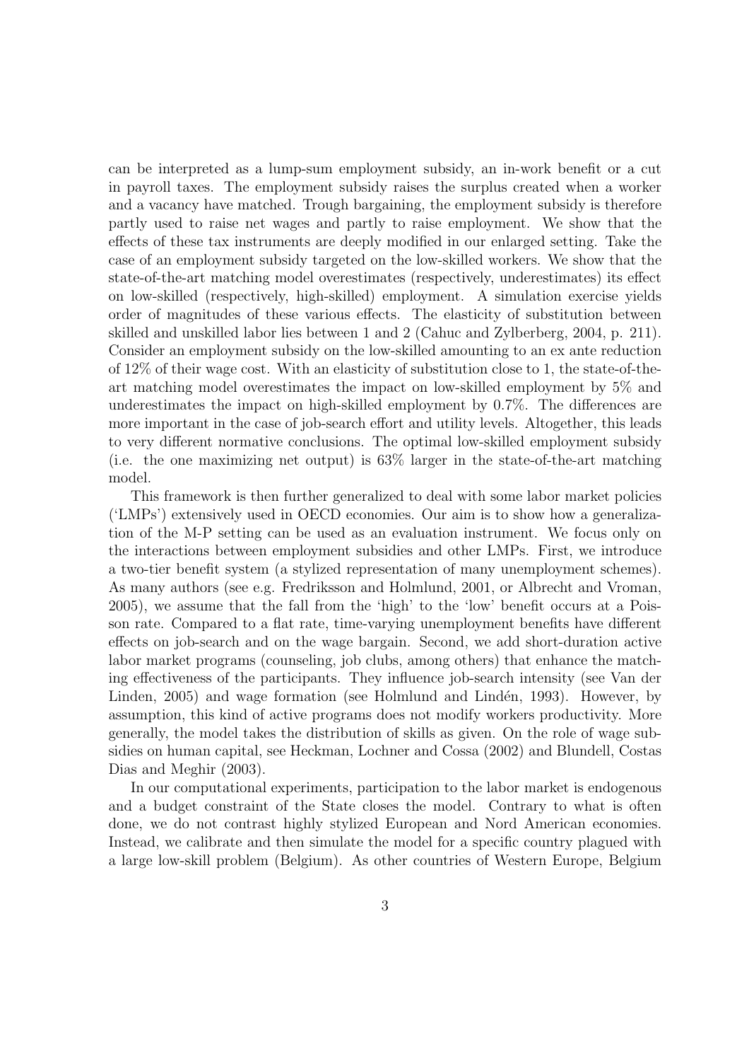can be interpreted as a lump-sum employment subsidy, an in-work benefit or a cut in payroll taxes. The employment subsidy raises the surplus created when a worker and a vacancy have matched. Trough bargaining, the employment subsidy is therefore partly used to raise net wages and partly to raise employment. We show that the effects of these tax instruments are deeply modified in our enlarged setting. Take the case of an employment subsidy targeted on the low-skilled workers. We show that the state-of-the-art matching model overestimates (respectively, underestimates) its effect on low-skilled (respectively, high-skilled) employment. A simulation exercise yields order of magnitudes of these various effects. The elasticity of substitution between skilled and unskilled labor lies between 1 and 2 (Cahuc and Zylberberg, 2004, p. 211). Consider an employment subsidy on the low-skilled amounting to an ex ante reduction of 12% of their wage cost. With an elasticity of substitution close to 1, the state-of-the-art matching model overestimates the impact on low-skilled employment by 5% and underestimates the impact on high-skilled employment by 0.7%. The differences are more important in the case of job-search effort and utility levels. Altogether, this leads to very different normative conclusions. The optimal low-skilled employment subsidy (i.e. the one maximizing net output) is 63% larger in the state-of-the-art matching model.

This framework is then further generalized to deal with some labor market policies ('LMPs') extensively used in OECD economies. Our aim is to show how a generalization of the M-P setting can be used as an evaluation instrument. We focus only on the interactions between employment subsidies and other LMPs. First, we introduce a two-tier benefit system (a stylized representation of many unemployment schemes). As many authors (see e.g. Fredriksson and Holmlund, 2001, or Albrecht and Vroman, 2005), we assume that the fall from the 'high' to the 'low' benefit occurs at a Poisson rate. Compared to a flat rate, time-varying unemployment benefits have different effects on job-search and on the wage bargain. Second, we add short-duration active labor market programs (counseling, job clubs, among others) that enhance the matching effectiveness of the participants. They influence job-search intensity (see Van der Linden, 2005) and wage formation (see Holmlund and Lindén, 1993). However, by assumption, this kind of active programs does not modify workers productivity. More generally, the model takes the distribution of skills as given. On the role of wage subsidies on human capital, see Heckman, Lochner and Cossa (2002) and Blundell, Costas Dias and Meghir (2003).

In our computational experiments, participation to the labor market is endogenous and a budget constraint of the State closes the model. Contrary to what is often done, we do not contrast highly stylized European and Nord American economies. Instead, we calibrate and then simulate the model for a specific country plagued with a large low-skill problem (Belgium). As other countries of Western Europe, Belgium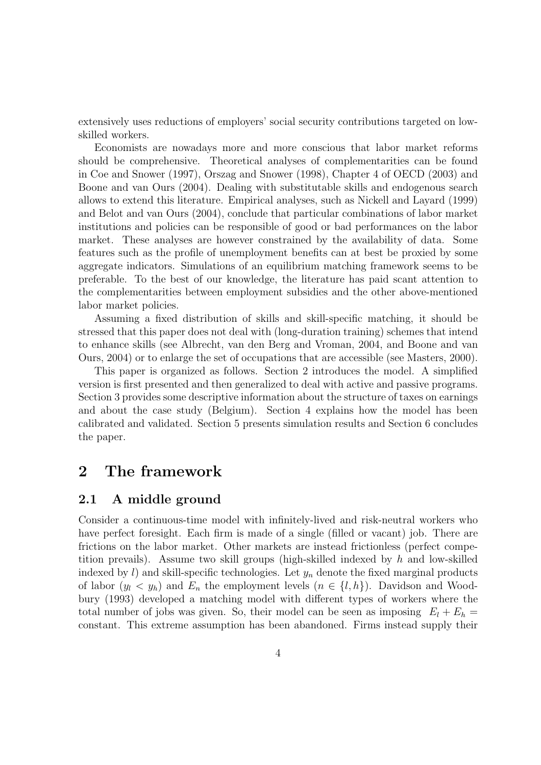extensively uses reductions of employers' social security contributions targeted on low-skilled workers.

Economists are nowadays more and more conscious that labor market reforms should be comprehensive. Theoretical analyses of complementarities can be found in Coe and Snower (1997), Orszag and Snower (1998), Chapter 4 of OECD (2003) and Boone and van Ours (2004). Dealing with substitutable skills and endogenous search allows to extend this literature. Empirical analyses, such as Nickell and Layard (1999) and Belot and van Ours (2004), conclude that particular combinations of labor market institutions and policies can be responsible of good or bad performances on the labor market. These analyses are however constrained by the availability of data. Some features such as the profile of unemployment benefits can at best be proxied by some aggregate indicators. Simulations of an equilibrium matching framework seems to be preferable. To the best of our knowledge, the literature has paid scant attention to the complementarities between employment subsidies and the other above-mentioned labor market policies.

Assuming a fixed distribution of skills and skill-specific matching, it should be stressed that this paper does not deal with (long-duration training) schemes that intend to enhance skills (see Albrecht, van den Berg and Vroman, 2004, and Boone and van Ours, 2004) or to enlarge the set of occupations that are accessible (see Masters, 2000).

This paper is organized as follows. Section 2 introduces the model. A simplified version is first presented and then generalized to deal with active and passive programs. Section 3 provides some descriptive information about the structure of taxes on earnings and about the case study (Belgium). Section 4 explains how the model has been calibrated and validated. Section 5 presents simulation results and Section 6 concludes the paper.

# 2 The framework

## 2.1 A middle ground

Consider a continuous-time model with infinitely-lived and risk-neutral workers who have perfect foresight. Each firm is made of a single (filled or vacant) job. There are frictions on the labor market. Other markets are instead frictionless (perfect competition prevails). Assume two skill groups (high-skilled indexed by $h$ and low-skilled indexed by $l$) and skill-specific technologies. Let $y_n$ denote the fixed marginal products of labor ($y_l < y_h$) and $E_n$ the employment levels ($n \in \{l, h\}$). Davidson and Woodbury (1993) developed a matching model with different types of workers where the total number of jobs was given. So, their model can be seen as imposing $E_l + E_h =$ constant. This extreme assumption has been abandoned. Firms instead supply their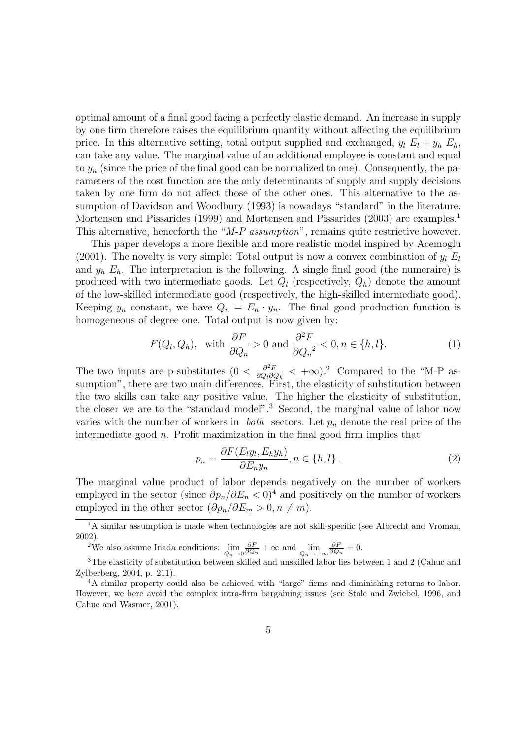optimal amount of a final good facing a perfectly elastic demand. An increase in supply by one firm therefore raises the equilibrium quantity without affecting the equilibrium price. In this alternative setting, total output supplied and exchanged, $y_l\ E_l + y_h\ E_h$, can take any value. The marginal value of an additional employee is constant and equal to $y_n$ (since the price of the final good can be normalized to one). Consequently, the parameters of the cost function are the only determinants of supply and supply decisions taken by one firm do not affect those of the other ones. This alternative to the assumption of Davidson and Woodbury (1993) is nowadays "standard" in the literature. Mortensen and Pissarides (1999) and Mortensen and Pissarides (2003) are examples.[1] This alternative, henceforth the "*M-P assumption*", remains quite restrictive however.

This paper develops a more flexible and more realistic model inspired by Acemoglu (2001). The novelty is very simple: Total output is now a convex combination of $y_l\ E_l$ and $y_h\ E_h$. The interpretation is the following. A single final good (the numeraire) is produced with two intermediate goods. Let $Q_l$ (respectively, $Q_h$) denote the amount of the low-skilled intermediate good (respectively, the high-skilled intermediate good). Keeping $y_n$ constant, we have $Q_n = E_n \cdot y_n$. The final good production function is homogeneous of degree one. Total output is now given by:

$$F(Q_l, Q_h), \quad \text{with } \frac{\partial F}{\partial Q_n} > 0 \text{ and } \frac{\partial^2 F}{\partial {Q_n}^2} < 0, n \in \{h, l\}. \tag{1}$$

The two inputs are p-substitutes ($0 < \frac{\partial^2 F}{\partial Q_l \partial Q_h} < +\infty$).[2] Compared to the "M-P assumption", there are two main differences. First, the elasticity of substitution between the two skills can take any positive value. The higher the elasticity of substitution, the closer we are to the "standard model".[3] Second, the marginal value of labor now varies with the number of workers in *both* sectors. Let $p_n$ denote the real price of the intermediate good $n$. Profit maximization in the final good firm implies that

$$p_n = \frac{\partial F(E_l y_l, E_h y_h)}{\partial E_n y_n}, n \in \{h, l\}. \tag{2}$$

The marginal value product of labor depends negatively on the number of workers employed in the sector (since $\partial p_n / \partial E_n < 0$)[4] and positively on the number of workers employed in the other sector ($\partial p_n / \partial E_m > 0, n \neq m$).

[1] A similar assumption is made when technologies are not skill-specific (see Albrecht and Vroman, 2002).

[2] We also assume Inada conditions: $\lim_{Q_n \to 0} \frac{\partial F}{\partial Q_n} + \infty$ and $\lim_{Q_n \to +\infty} \frac{\partial F}{\partial Q_n} = 0$.

[3] The elasticity of substitution between skilled and unskilled labor lies between 1 and 2 (Cahuc and Zylberberg, 2004, p. 211).

[4] A similar property could also be achieved with "large" firms and diminishing returns to labor. However, we here avoid the complex intra-firm bargaining issues (see Stole and Zwiebel, 1996, and Cahuc and Wasmer, 2001).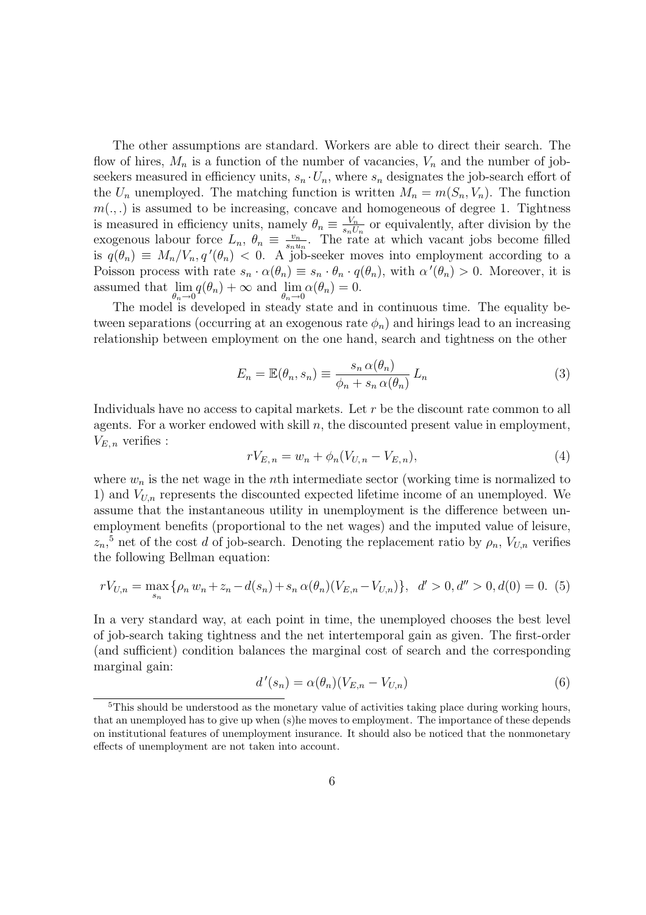The other assumptions are standard. Workers are able to direct their search. The flow of hires, $M_n$ is a function of the number of vacancies, $V_n$ and the number of job-seekers measured in efficiency units, $s_n \cdot U_n$, where $s_n$ designates the job-search effort of the $U_n$ unemployed. The matching function is written $M_n = m(S_n, V_n)$. The function $m(.,.)$ is assumed to be increasing, concave and homogeneous of degree 1. Tightness is measured in efficiency units, namely $\theta_n \equiv \frac{V_n}{s_n U_n}$ or equivalently, after division by the exogenous labour force $L_n$, $\theta_n \equiv \frac{v_n}{s_n u_n}$. The rate at which vacant jobs become filled is $q(\theta_n) \equiv M_n/V_n, q'(\theta_n) < 0$. A job-seeker moves into employment according to a Poisson process with rate $s_n \cdot \alpha(\theta_n) \equiv s_n \cdot \theta_n \cdot q(\theta_n)$, with $\alpha'(\theta_n) > 0$. Moreover, it is assumed that $\lim_{\theta_n \to 0} q(\theta_n) + \infty$ and $\lim_{\theta_n \to 0} \alpha(\theta_n) = 0$.

The model is developed in steady state and in continuous time. The equality between separations (occurring at an exogenous rate $\phi_n$) and hirings lead to an increasing relationship between employment on the one hand, search and tightness on the other

$$E_n = \mathbb{E}(\theta_n, s_n) \equiv \frac{s_n\, \alpha(\theta_n)}{\phi_n + s_n\, \alpha(\theta_n)}\, L_n \tag{3}$$

Individuals have no access to capital markets. Let $r$ be the discount rate common to all agents. For a worker endowed with skill $n$, the discounted present value in employment, $V_{E,\,n}$ verifies :

$$rV_{E,\,n} = w_n + \phi_n(V_{U,\,n} - V_{E,\,n}), \tag{4}$$

where $w_n$ is the net wage in the $n$th intermediate sector (working time is normalized to 1) and $V_{U,n}$ represents the discounted expected lifetime income of an unemployed. We assume that the instantaneous utility in unemployment is the difference between unemployment benefits (proportional to the net wages) and the imputed value of leisure, $z_n$,[5] net of the cost $d$ of job-search. Denoting the replacement ratio by $\rho_n$, $V_{U,n}$ verifies the following Bellman equation:

$$rV_{U,n} = \max_{s_n} \{\rho_n\, w_n + z_n - d(s_n) + s_n\, \alpha(\theta_n)(V_{E,n} - V_{U,n})\}, \quad d' > 0, d'' > 0, d(0) = 0. \tag{5}$$

In a very standard way, at each point in time, the unemployed chooses the best level of job-search taking tightness and the net intertemporal gain as given. The first-order (and sufficient) condition balances the marginal cost of search and the corresponding marginal gain:

$$d'(s_n) = \alpha(\theta_n)(V_{E,n} - V_{U,n}) \tag{6}$$

[5]This should be understood as the monetary value of activities taking place during working hours, that an unemployed has to give up when (s)he moves to employment. The importance of these depends on institutional features of unemployment insurance. It should also be noticed that the nonmonetary effects of unemployment are not taken into account.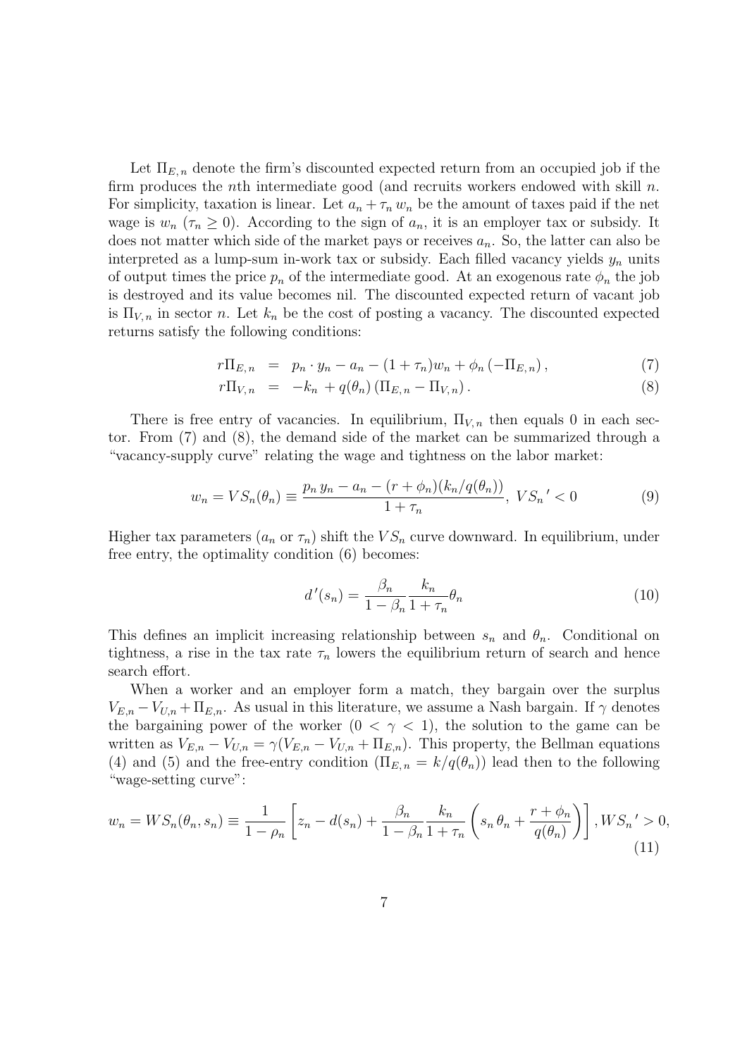Let $\Pi_{E,n}$ denote the firm's discounted expected return from an occupied job if the firm produces the $n$th intermediate good (and recruits workers endowed with skill $n$. For simplicity, taxation is linear. Let $a_n + \tau_n w_n$ be the amount of taxes paid if the net wage is $w_n$ ($\tau_n \geq 0$). According to the sign of $a_n$, it is an employer tax or subsidy. It does not matter which side of the market pays or receives $a_n$. So, the latter can also be interpreted as a lump-sum in-work tax or subsidy. Each filled vacancy yields $y_n$ units of output times the price $p_n$ of the intermediate good. At an exogenous rate $\phi_n$ the job is destroyed and its value becomes nil. The discounted expected return of vacant job is $\Pi_{V,n}$ in sector $n$. Let $k_n$ be the cost of posting a vacancy. The discounted expected returns satisfy the following conditions:

$$
\begin{aligned}
r\Pi_{E,n} &= p_n \cdot y_n - a_n - (1+\tau_n)w_n + \phi_n\left(-\Pi_{E,n}\right), &(7)\\
r\Pi_{V,n} &= -k_n + q(\theta_n)\left(\Pi_{E,n} - \Pi_{V,n}\right). &(8)
\end{aligned}
$$

There is free entry of vacancies. In equilibrium, $\Pi_{V,n}$ then equals 0 in each sector. From (7) and (8), the demand side of the market can be summarized through a "vacancy-supply curve" relating the wage and tightness on the labor market:

$$
w_n = VS_n(\theta_n) \equiv \frac{p_n\, y_n - a_n - (r+\phi_n)(k_n/q(\theta_n))}{1+\tau_n},\ VS_n{}' < 0 \tag{9}
$$

Higher tax parameters ($a_n$ or $\tau_n$) shift the $VS_n$ curve downward. In equilibrium, under free entry, the optimality condition (6) becomes:

$$
d'(s_n) = \frac{\beta_n}{1-\beta_n}\frac{k_n}{1+\tau_n}\theta_n \tag{10}
$$

This defines an implicit increasing relationship between $s_n$ and $\theta_n$. Conditional on tightness, a rise in the tax rate $\tau_n$ lowers the equilibrium return of search and hence search effort.

When a worker and an employer form a match, they bargain over the surplus $V_{E,n} - V_{U,n} + \Pi_{E,n}$. As usual in this literature, we assume a Nash bargain. If $\gamma$ denotes the bargaining power of the worker ($0 < \gamma < 1$), the solution to the game can be written as $V_{E,n} - V_{U,n} = \gamma(V_{E,n} - V_{U,n} + \Pi_{E,n})$. This property, the Bellman equations (4) and (5) and the free-entry condition ($\Pi_{E,n} = k/q(\theta_n)$) lead then to the following "wage-setting curve":

$$
w_n = WS_n(\theta_n, s_n) \equiv \frac{1}{1-\rho_n}\left[z_n - d(s_n) + \frac{\beta_n}{1-\beta_n}\frac{k_n}{1+\tau_n}\left(s_n\,\theta_n + \frac{r+\phi_n}{q(\theta_n)}\right)\right], WS_n{}' > 0, \tag{11}
$$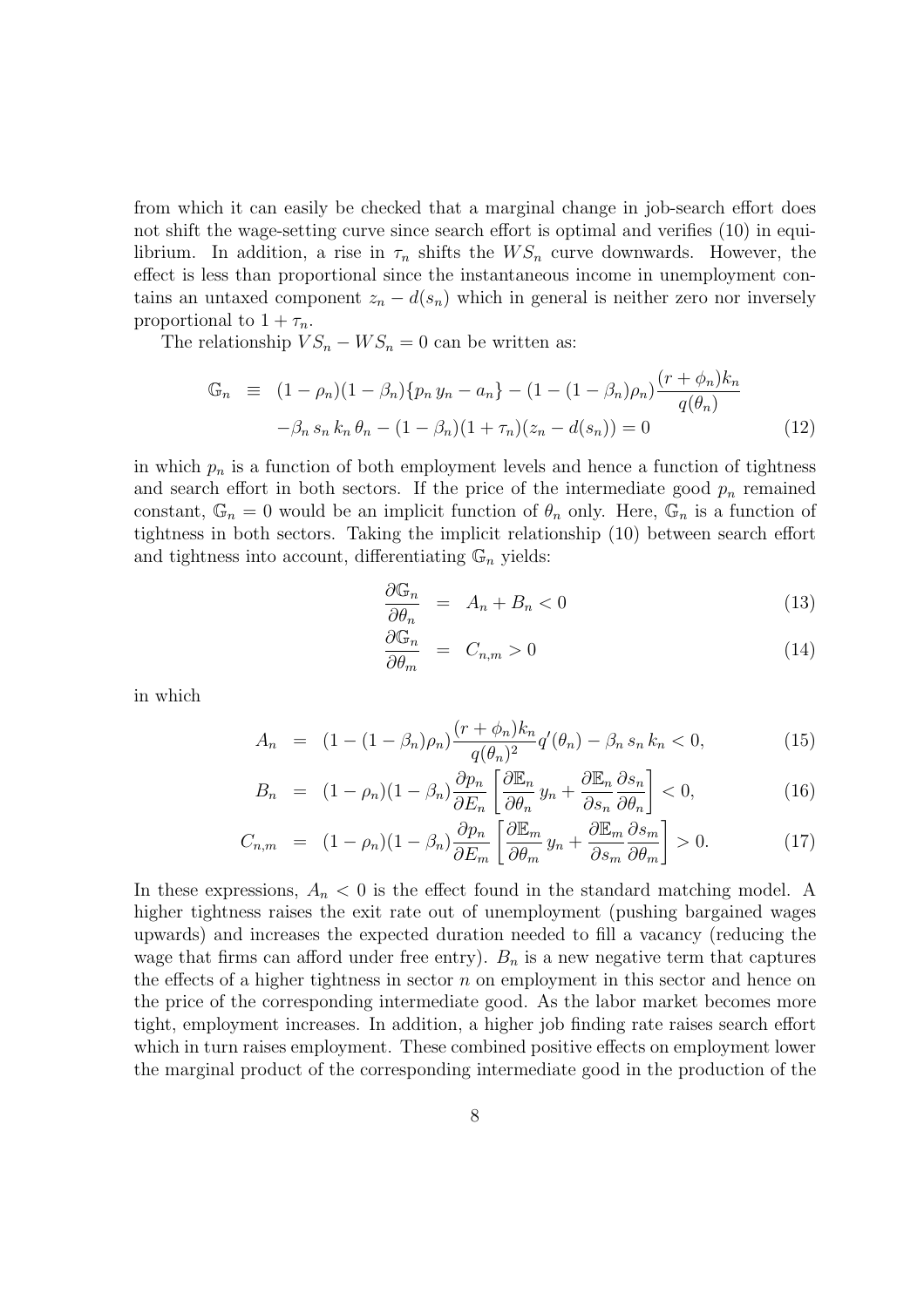from which it can easily be checked that a marginal change in job-search effort does not shift the wage-setting curve since search effort is optimal and verifies (10) in equilibrium. In addition, a rise in $\tau_n$ shifts the $WS_n$ curve downwards. However, the effect is less than proportional since the instantaneous income in unemployment contains an untaxed component $z_n - d(s_n)$ which in general is neither zero nor inversely proportional to $1 + \tau_n$.

The relationship $VS_n - WS_n = 0$ can be written as:

$$
\begin{aligned}
\mathbb{G}_n \equiv\ & (1-\rho_n)(1-\beta_n)\{p_n\, y_n - a_n\} - (1-(1-\beta_n)\rho_n)\frac{(r+\phi_n)k_n}{q(\theta_n)} \\
& -\beta_n\, s_n\, k_n\, \theta_n - (1-\beta_n)(1+\tau_n)(z_n - d(s_n)) = 0
\end{aligned}
\tag{12}
$$

in which $p_n$ is a function of both employment levels and hence a function of tightness and search effort in both sectors. If the price of the intermediate good $p_n$ remained constant, $\mathbb{G}_n = 0$ would be an implicit function of $\theta_n$ only. Here, $\mathbb{G}_n$ is a function of tightness in both sectors. Taking the implicit relationship (10) between search effort and tightness into account, differentiating $\mathbb{G}_n$ yields:

$$
\frac{\partial \mathbb{G}_n}{\partial \theta_n} = A_n + B_n < 0 \tag{13}
$$

$$
\frac{\partial \mathbb{G}_n}{\partial \theta_m} = C_{n,m} > 0 \tag{14}
$$

in which

$$
A_n = (1-(1-\beta_n)\rho_n)\frac{(r+\phi_n)k_n}{q(\theta_n)^2}q'(\theta_n) - \beta_n\, s_n\, k_n < 0, \tag{15}
$$

$$
B_n = (1-\rho_n)(1-\beta_n)\frac{\partial p_n}{\partial E_n}\left[\frac{\partial \mathbb{E}_n}{\partial \theta_n}\, y_n + \frac{\partial \mathbb{E}_n}{\partial s_n}\frac{\partial s_n}{\partial \theta_n}\right] < 0, \tag{16}
$$

$$
C_{n,m} = (1-\rho_n)(1-\beta_n)\frac{\partial p_n}{\partial E_m}\left[\frac{\partial \mathbb{E}_m}{\partial \theta_m}\, y_n + \frac{\partial \mathbb{E}_m}{\partial s_m}\frac{\partial s_m}{\partial \theta_m}\right] > 0. \tag{17}
$$

In these expressions, $A_n < 0$ is the effect found in the standard matching model. A higher tightness raises the exit rate out of unemployment (pushing bargained wages upwards) and increases the expected duration needed to fill a vacancy (reducing the wage that firms can afford under free entry). $B_n$ is a new negative term that captures the effects of a higher tightness in sector $n$ on employment in this sector and hence on the price of the corresponding intermediate good. As the labor market becomes more tight, employment increases. In addition, a higher job finding rate raises search effort which in turn raises employment. These combined positive effects on employment lower the marginal product of the corresponding intermediate good in the production of the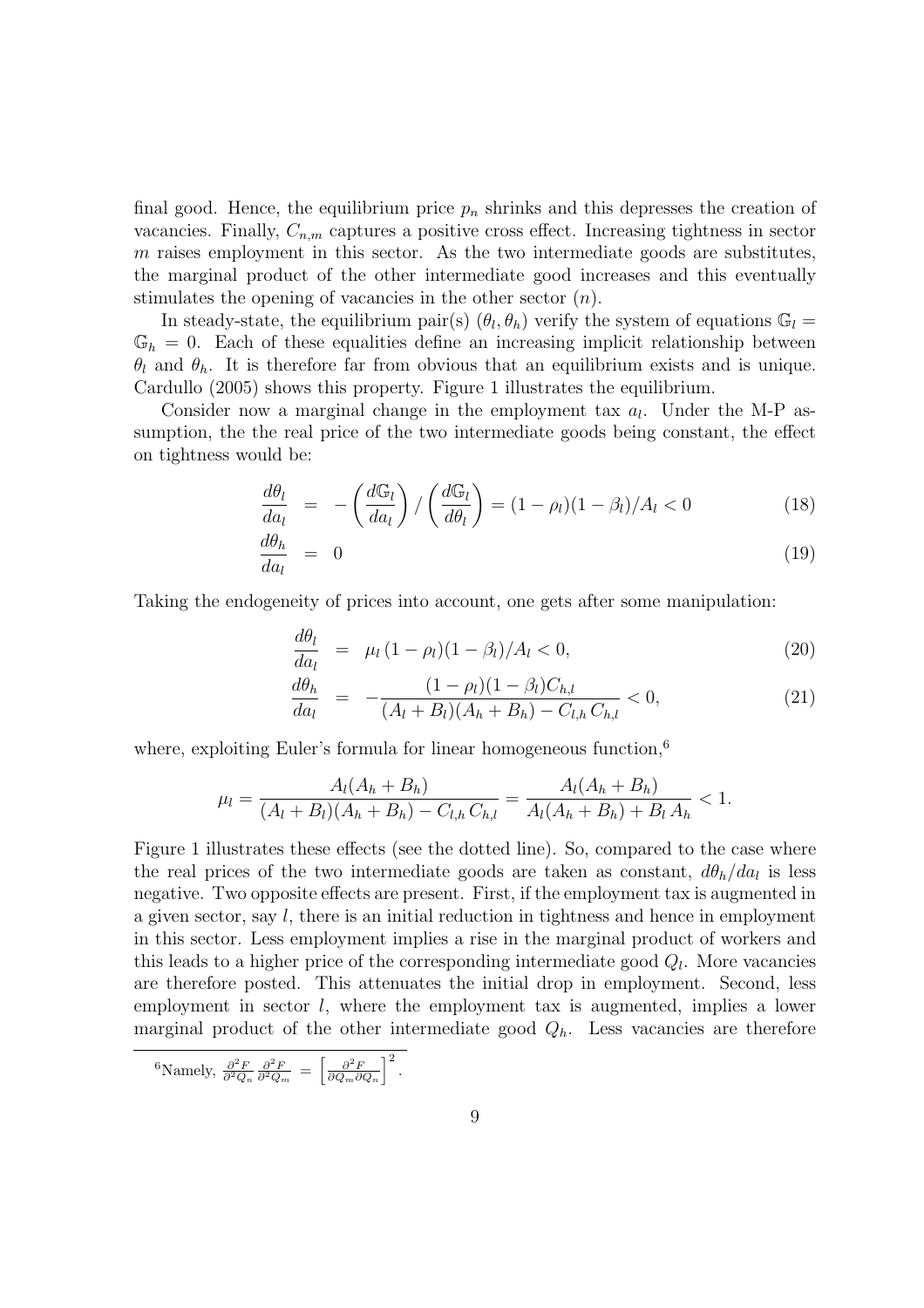final good. Hence, the equilibrium price $p_n$ shrinks and this depresses the creation of vacancies. Finally, $C_{n,m}$ captures a positive cross effect. Increasing tightness in sector $m$ raises employment in this sector. As the two intermediate goods are substitutes, the marginal product of the other intermediate good increases and this eventually stimulates the opening of vacancies in the other sector ($n$).

In steady-state, the equilibrium pair(s) $(\theta_l, \theta_h)$ verify the system of equations $\mathbb{G}_l = \mathbb{G}_h = 0$. Each of these equalities define an increasing implicit relationship between $\theta_l$ and $\theta_h$. It is therefore far from obvious that an equilibrium exists and is unique. Cardullo (2005) shows this property. Figure 1 illustrates the equilibrium.

Consider now a marginal change in the employment tax $a_l$. Under the M-P assumption, the the real price of the two intermediate goods being constant, the effect on tightness would be:

$$\frac{d\theta_l}{da_l} = -\left(\frac{d\mathbb{G}_l}{da_l}\right) / \left(\frac{d\mathbb{G}_l}{d\theta_l}\right) = (1-\rho_l)(1-\beta_l)/A_l < 0 \tag{18}$$

$$\frac{d\theta_h}{da_l} = 0 \tag{19}$$

Taking the endogeneity of prices into account, one gets after some manipulation:

$$\frac{d\theta_l}{da_l} = \mu_l\,(1-\rho_l)(1-\beta_l)/A_l < 0, \tag{20}$$

$$\frac{d\theta_h}{da_l} = -\frac{(1-\rho_l)(1-\beta_l)C_{h,l}}{(A_l+B_l)(A_h+B_h) - C_{l,h}\,C_{h,l}} < 0, \tag{21}$$

where, exploiting Euler's formula for linear homogeneous function,[6]

$$\mu_l = \frac{A_l(A_h+B_h)}{(A_l+B_l)(A_h+B_h) - C_{l,h}\,C_{h,l}} = \frac{A_l(A_h+B_h)}{A_l(A_h+B_h) + B_l\,A_h} < 1.$$

Figure 1 illustrates these effects (see the dotted line). So, compared to the case where the real prices of the two intermediate goods are taken as constant, $d\theta_h/da_l$ is less negative. Two opposite effects are present. First, if the employment tax is augmented in a given sector, say $l$, there is an initial reduction in tightness and hence in employment in this sector. Less employment implies a rise in the marginal product of workers and this leads to a higher price of the corresponding intermediate good $Q_l$. More vacancies are therefore posted. This attenuates the initial drop in employment. Second, less employment in sector $l$, where the employment tax is augmented, implies a lower marginal product of the other intermediate good $Q_h$. Less vacancies are therefore

[6] Namely, $\frac{\partial^2 F}{\partial^2 Q_n}\frac{\partial^2 F}{\partial^2 Q_m} = \left[\frac{\partial^2 F}{\partial Q_m \partial Q_n}\right]^2$.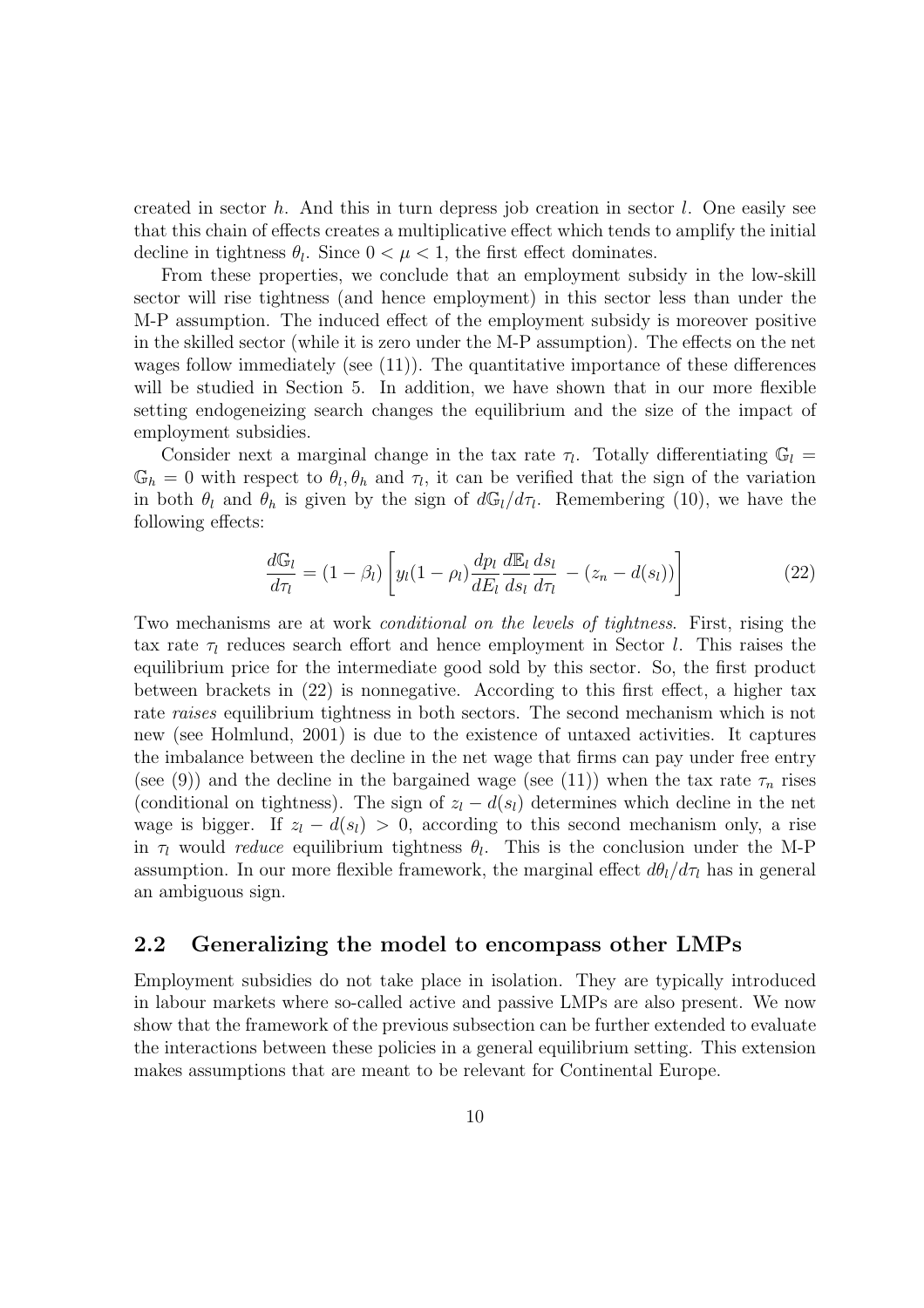created in sector $h$. And this in turn depress job creation in sector $l$. One easily see that this chain of effects creates a multiplicative effect which tends to amplify the initial decline in tightness $\theta_l$. Since $0 < \mu < 1$, the first effect dominates.

From these properties, we conclude that an employment subsidy in the low-skill sector will rise tightness (and hence employment) in this sector less than under the M-P assumption. The induced effect of the employment subsidy is moreover positive in the skilled sector (while it is zero under the M-P assumption). The effects on the net wages follow immediately (see (11)). The quantitative importance of these differences will be studied in Section 5. In addition, we have shown that in our more flexible setting endogeneizing search changes the equilibrium and the size of the impact of employment subsidies.

Consider next a marginal change in the tax rate $\tau_l$. Totally differentiating $\mathbb{G}_l = \mathbb{G}_h = 0$ with respect to $\theta_l, \theta_h$ and $\tau_l$, it can be verified that the sign of the variation in both $\theta_l$ and $\theta_h$ is given by the sign of $d\mathbb{G}_l/d\tau_l$. Remembering (10), we have the following effects:

$$\frac{d\mathbb{G}_l}{d\tau_l} = (1 - \beta_l) \left[ y_l(1 - \rho_l) \frac{dp_l}{dE_l} \frac{d\mathbb{E}_l}{ds_l} \frac{ds_l}{d\tau_l} - (z_n - d(s_l)) \right] \tag{22}$$

Two mechanisms are at work *conditional on the levels of tightness*. First, rising the tax rate $\tau_l$ reduces search effort and hence employment in Sector $l$. This raises the equilibrium price for the intermediate good sold by this sector. So, the first product between brackets in (22) is nonnegative. According to this first effect, a higher tax rate *raises* equilibrium tightness in both sectors. The second mechanism which is not new (see Holmlund, 2001) is due to the existence of untaxed activities. It captures the imbalance between the decline in the net wage that firms can pay under free entry (see (9)) and the decline in the bargained wage (see (11)) when the tax rate $\tau_n$ rises (conditional on tightness). The sign of $z_l - d(s_l)$ determines which decline in the net wage is bigger. If $z_l - d(s_l) > 0$, according to this second mechanism only, a rise in $\tau_l$ would *reduce* equilibrium tightness $\theta_l$. This is the conclusion under the M-P assumption. In our more flexible framework, the marginal effect $d\theta_l/d\tau_l$ has in general an ambiguous sign.

## 2.2 Generalizing the model to encompass other LMPs

Employment subsidies do not take place in isolation. They are typically introduced in labour markets where so-called active and passive LMPs are also present. We now show that the framework of the previous subsection can be further extended to evaluate the interactions between these policies in a general equilibrium setting. This extension makes assumptions that are meant to be relevant for Continental Europe.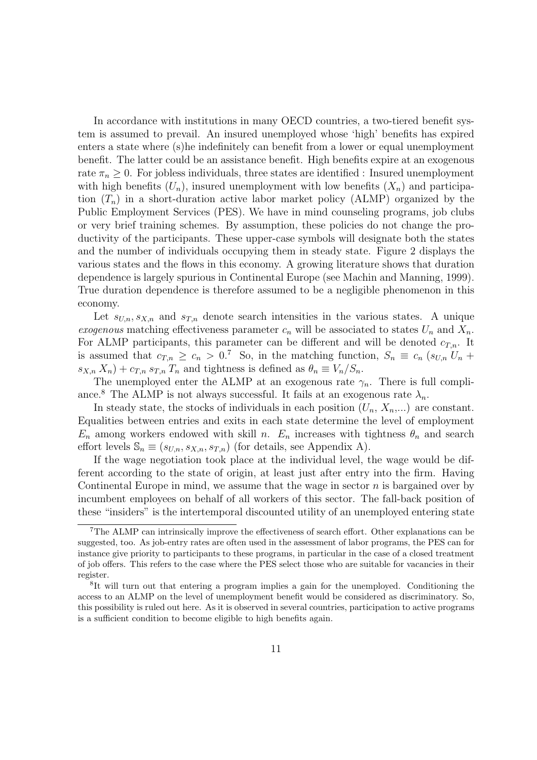In accordance with institutions in many OECD countries, a two-tiered benefit system is assumed to prevail. An insured unemployed whose 'high' benefits has expired enters a state where (s)he indefinitely can benefit from a lower or equal unemployment benefit. The latter could be an assistance benefit. High benefits expire at an exogenous rate $\pi_n \geq 0$. For jobless individuals, three states are identified : Insured unemployment with high benefits ($U_n$), insured unemployment with low benefits ($X_n$) and participation ($T_n$) in a short-duration active labor market policy (ALMP) organized by the Public Employment Services (PES). We have in mind counseling programs, job clubs or very brief training schemes. By assumption, these policies do not change the productivity of the participants. These upper-case symbols will designate both the states and the number of individuals occupying them in steady state. Figure 2 displays the various states and the flows in this economy. A growing literature shows that duration dependence is largely spurious in Continental Europe (see Machin and Manning, 1999). True duration dependence is therefore assumed to be a negligible phenomenon in this economy.

Let $s_{U,n}, s_{X,n}$ and $s_{T,n}$ denote search intensities in the various states. A unique *exogenous* matching effectiveness parameter $c_n$ will be associated to states $U_n$ and $X_n$. For ALMP participants, this parameter can be different and will be denoted $c_{T,n}$. It is assumed that $c_{T,n} \geq c_n > 0$.[7] So, in the matching function, $S_n \equiv c_n \left(s_{U,n}\, U_n + s_{X,n}\, X_n\right) + c_{T,n}\, s_{T,n}\, T_n$ and tightness is defined as $\theta_n \equiv V_n/S_n$.

The unemployed enter the ALMP at an exogenous rate $\gamma_n$. There is full compliance.[8] The ALMP is not always successful. It fails at an exogenous rate $\lambda_n$.

In steady state, the stocks of individuals in each position ($U_n$, $X_n$,...) are constant. Equalities between entries and exits in each state determine the level of employment $E_n$ among workers endowed with skill $n$. $E_n$ increases with tightness $\theta_n$ and search effort levels $\mathbb{S}_n \equiv (s_{U,n}, s_{X,n}, s_{T,n})$ (for details, see Appendix A).

If the wage negotiation took place at the individual level, the wage would be different according to the state of origin, at least just after entry into the firm. Having Continental Europe in mind, we assume that the wage in sector $n$ is bargained over by incumbent employees on behalf of all workers of this sector. The fall-back position of these "insiders" is the intertemporal discounted utility of an unemployed entering state

[7] The ALMP can intrinsically improve the effectiveness of search effort. Other explanations can be suggested, too. As job-entry rates are often used in the assessment of labor programs, the PES can for instance give priority to participants to these programs, in particular in the case of a closed treatment of job offers. This refers to the case where the PES select those who are suitable for vacancies in their register.

[8] It will turn out that entering a program implies a gain for the unemployed. Conditioning the access to an ALMP on the level of unemployment benefit would be considered as discriminatory. So, this possibility is ruled out here. As it is observed in several countries, participation to active programs is a sufficient condition to become eligible to high benefits again.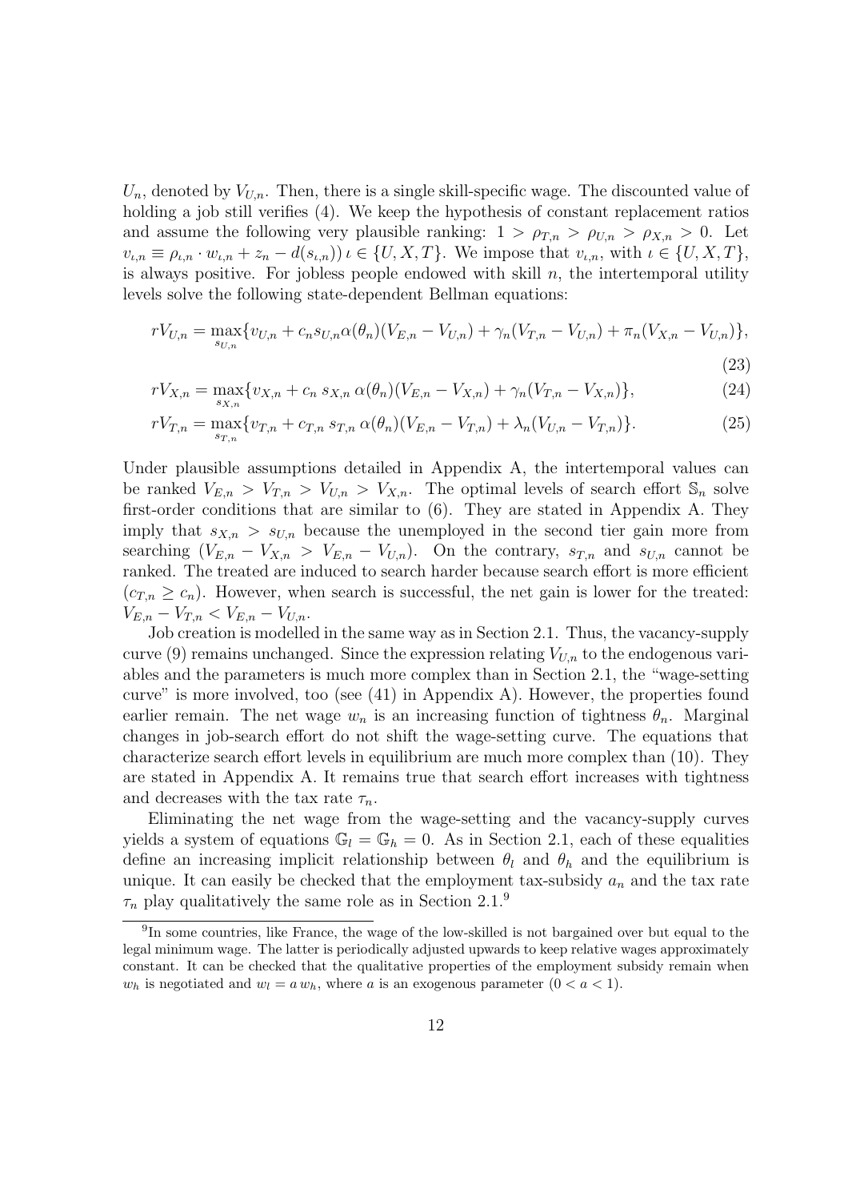$U_n$, denoted by $V_{U,n}$. Then, there is a single skill-specific wage. The discounted value of holding a job still verifies (4). We keep the hypothesis of constant replacement ratios and assume the following very plausible ranking: $1 > \rho_{T,n} > \rho_{U,n} > \rho_{X,n} > 0$. Let $v_{\iota,n} \equiv \rho_{\iota,n} \cdot w_{\iota,n} + z_n - d(s_{\iota,n}))\, \iota \in \{U, X, T\}$. We impose that $v_{\iota,n}$, with $\iota \in \{U, X, T\}$, is always positive. For jobless people endowed with skill $n$, the intertemporal utility levels solve the following state-dependent Bellman equations:

$$rV_{U,n} = \max_{s_{U,n}} \{v_{U,n} + c_n s_{U,n} \alpha(\theta_n)(V_{E,n} - V_{U,n}) + \gamma_n(V_{T,n} - V_{U,n}) + \pi_n(V_{X,n} - V_{U,n})\}, \tag{23}$$

$$rV_{X,n} = \max_{s_{X,n}} \{v_{X,n} + c_n\, s_{X,n}\, \alpha(\theta_n)(V_{E,n} - V_{X,n}) + \gamma_n(V_{T,n} - V_{X,n})\}, \tag{24}$$

$$rV_{T,n} = \max_{s_{T,n}} \{v_{T,n} + c_{T,n}\, s_{T,n}\, \alpha(\theta_n)(V_{E,n} - V_{T,n}) + \lambda_n(V_{U,n} - V_{T,n})\}. \tag{25}$$

Under plausible assumptions detailed in Appendix A, the intertemporal values can be ranked $V_{E,n} > V_{T,n} > V_{U,n} > V_{X,n}$. The optimal levels of search effort $\mathbb{S}_n$ solve first-order conditions that are similar to (6). They are stated in Appendix A. They imply that $s_{X,n} > s_{U,n}$ because the unemployed in the second tier gain more from searching ($V_{E,n} - V_{X,n} > V_{E,n} - V_{U,n}$). On the contrary, $s_{T,n}$ and $s_{U,n}$ cannot be ranked. The treated are induced to search harder because search effort is more efficient ($c_{T,n} \geq c_n$). However, when search is successful, the net gain is lower for the treated: $V_{E,n} - V_{T,n} < V_{E,n} - V_{U,n}$.

Job creation is modelled in the same way as in Section 2.1. Thus, the vacancy-supply curve (9) remains unchanged. Since the expression relating $V_{U,n}$ to the endogenous variables and the parameters is much more complex than in Section 2.1, the "wage-setting curve" is more involved, too (see (41) in Appendix A). However, the properties found earlier remain. The net wage $w_n$ is an increasing function of tightness $\theta_n$. Marginal changes in job-search effort do not shift the wage-setting curve. The equations that characterize search effort levels in equilibrium are much more complex than (10). They are stated in Appendix A. It remains true that search effort increases with tightness and decreases with the tax rate $\tau_n$.

Eliminating the net wage from the wage-setting and the vacancy-supply curves yields a system of equations $\mathbb{G}_l = \mathbb{G}_h = 0$. As in Section 2.1, each of these equalities define an increasing implicit relationship between $\theta_l$ and $\theta_h$ and the equilibrium is unique. It can easily be checked that the employment tax-subsidy $a_n$ and the tax rate $\tau_n$ play qualitatively the same role as in Section 2.1.[9]

[9] In some countries, like France, the wage of the low-skilled is not bargained over but equal to the legal minimum wage. The latter is periodically adjusted upwards to keep relative wages approximately constant. It can be checked that the qualitative properties of the employment subsidy remain when $w_h$ is negotiated and $w_l = a\, w_h$, where $a$ is an exogenous parameter ($0 < a < 1$).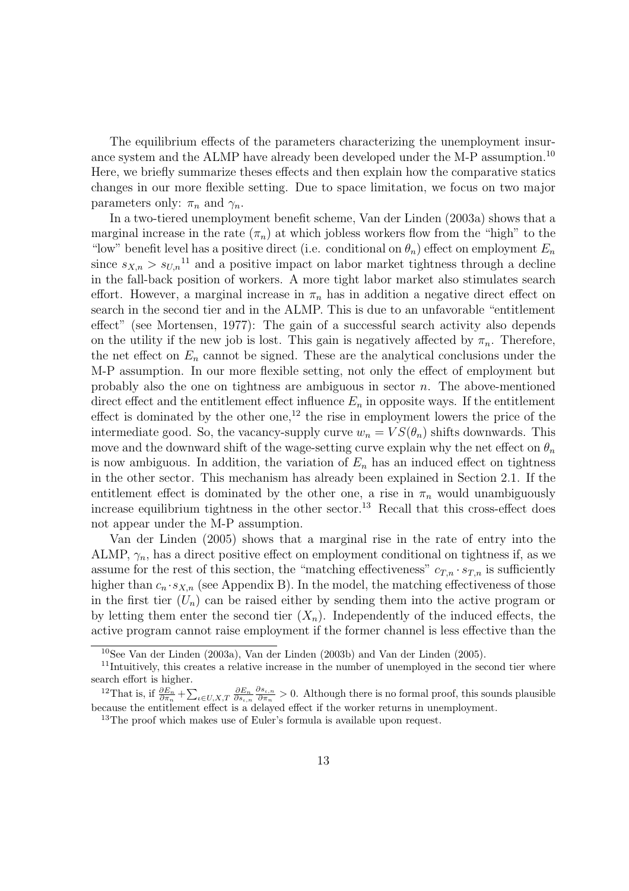The equilibrium effects of the parameters characterizing the unemployment insurance system and the ALMP have already been developed under the M-P assumption.[10] Here, we briefly summarize theses effects and then explain how the comparative statics changes in our more flexible setting. Due to space limitation, we focus on two major parameters only: $\pi_n$ and $\gamma_n$.

In a two-tiered unemployment benefit scheme, Van der Linden (2003a) shows that a marginal increase in the rate ($\pi_n$) at which jobless workers flow from the "high" to the "low" benefit level has a positive direct (i.e. conditional on $\theta_n$) effect on employment $E_n$ since $s_{X,n} > s_{U,n}$[11] and a positive impact on labor market tightness through a decline in the fall-back position of workers. A more tight labor market also stimulates search effort. However, a marginal increase in $\pi_n$ has in addition a negative direct effect on search in the second tier and in the ALMP. This is due to an unfavorable "entitlement effect" (see Mortensen, 1977): The gain of a successful search activity also depends on the utility if the new job is lost. This gain is negatively affected by $\pi_n$. Therefore, the net effect on $E_n$ cannot be signed. These are the analytical conclusions under the M-P assumption. In our more flexible setting, not only the effect of employment but probably also the one on tightness are ambiguous in sector $n$. The above-mentioned direct effect and the entitlement effect influence $E_n$ in opposite ways. If the entitlement effect is dominated by the other one,[12] the rise in employment lowers the price of the intermediate good. So, the vacancy-supply curve $w_n = VS(\theta_n)$ shifts downwards. This move and the downward shift of the wage-setting curve explain why the net effect on $\theta_n$ is now ambiguous. In addition, the variation of $E_n$ has an induced effect on tightness in the other sector. This mechanism has already been explained in Section 2.1. If the entitlement effect is dominated by the other one, a rise in $\pi_n$ would unambiguously increase equilibrium tightness in the other sector.[13] Recall that this cross-effect does not appear under the M-P assumption.

Van der Linden (2005) shows that a marginal rise in the rate of entry into the ALMP, $\gamma_n$, has a direct positive effect on employment conditional on tightness if, as we assume for the rest of this section, the "matching effectiveness" $c_{T,n} \cdot s_{T,n}$ is sufficiently higher than $c_n \cdot s_{X,n}$ (see Appendix B). In the model, the matching effectiveness of those in the first tier ($U_n$) can be raised either by sending them into the active program or by letting them enter the second tier ($X_n$). Independently of the induced effects, the active program cannot raise employment if the former channel is less effective than the

---

[10] See Van der Linden (2003a), Van der Linden (2003b) and Van der Linden (2005).

[11] Intuitively, this creates a relative increase in the number of unemployed in the second tier where search effort is higher.

[12] That is, if $\frac{\partial E_n}{\partial \pi_n} + \sum_{\iota \in U,X,T} \frac{\partial E_n}{\partial s_{\iota,n}} \frac{\partial s_{\iota,n}}{\partial \pi_n} > 0$. Although there is no formal proof, this sounds plausible because the entitlement effect is a delayed effect if the worker returns in unemployment.

[13] The proof which makes use of Euler's formula is available upon request.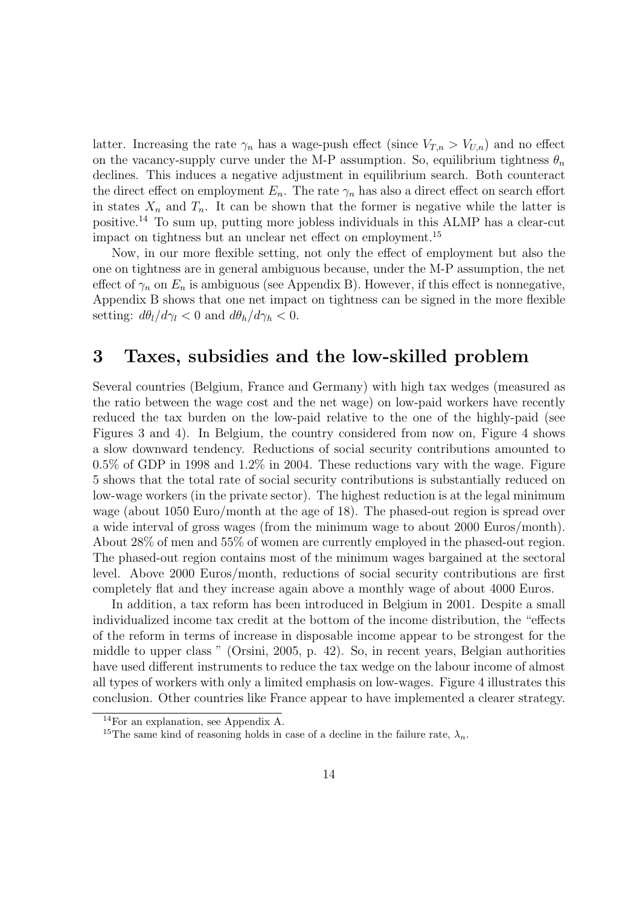latter. Increasing the rate $\gamma_n$ has a wage-push effect (since $V_{T,n} > V_{U,n}$) and no effect on the vacancy-supply curve under the M-P assumption. So, equilibrium tightness $\theta_n$ declines. This induces a negative adjustment in equilibrium search. Both counteract the direct effect on employment $E_n$. The rate $\gamma_n$ has also a direct effect on search effort in states $X_n$ and $T_n$. It can be shown that the former is negative while the latter is positive.[14] To sum up, putting more jobless individuals in this ALMP has a clear-cut impact on tightness but an unclear net effect on employment.[15]

Now, in our more flexible setting, not only the effect of employment but also the one on tightness are in general ambiguous because, under the M-P assumption, the net effect of $\gamma_n$ on $E_n$ is ambiguous (see Appendix B). However, if this effect is nonnegative, Appendix B shows that one net impact on tightness can be signed in the more flexible setting: $d\theta_l/d\gamma_l < 0$ and $d\theta_h/d\gamma_h < 0$.

# 3 Taxes, subsidies and the low-skilled problem

Several countries (Belgium, France and Germany) with high tax wedges (measured as the ratio between the wage cost and the net wage) on low-paid workers have recently reduced the tax burden on the low-paid relative to the one of the highly-paid (see Figures 3 and 4). In Belgium, the country considered from now on, Figure 4 shows a slow downward tendency. Reductions of social security contributions amounted to 0.5% of GDP in 1998 and 1.2% in 2004. These reductions vary with the wage. Figure 5 shows that the total rate of social security contributions is substantially reduced on low-wage workers (in the private sector). The highest reduction is at the legal minimum wage (about 1050 Euro/month at the age of 18). The phased-out region is spread over a wide interval of gross wages (from the minimum wage to about 2000 Euros/month). About 28% of men and 55% of women are currently employed in the phased-out region. The phased-out region contains most of the minimum wages bargained at the sectoral level. Above 2000 Euros/month, reductions of social security contributions are first completely flat and they increase again above a monthly wage of about 4000 Euros.

In addition, a tax reform has been introduced in Belgium in 2001. Despite a small individualized income tax credit at the bottom of the income distribution, the "effects of the reform in terms of increase in disposable income appear to be strongest for the middle to upper class " (Orsini, 2005, p. 42). So, in recent years, Belgian authorities have used different instruments to reduce the tax wedge on the labour income of almost all types of workers with only a limited emphasis on low-wages. Figure 4 illustrates this conclusion. Other countries like France appear to have implemented a clearer strategy.

[14] For an explanation, see Appendix A.

[15] The same kind of reasoning holds in case of a decline in the failure rate, $\lambda_n$.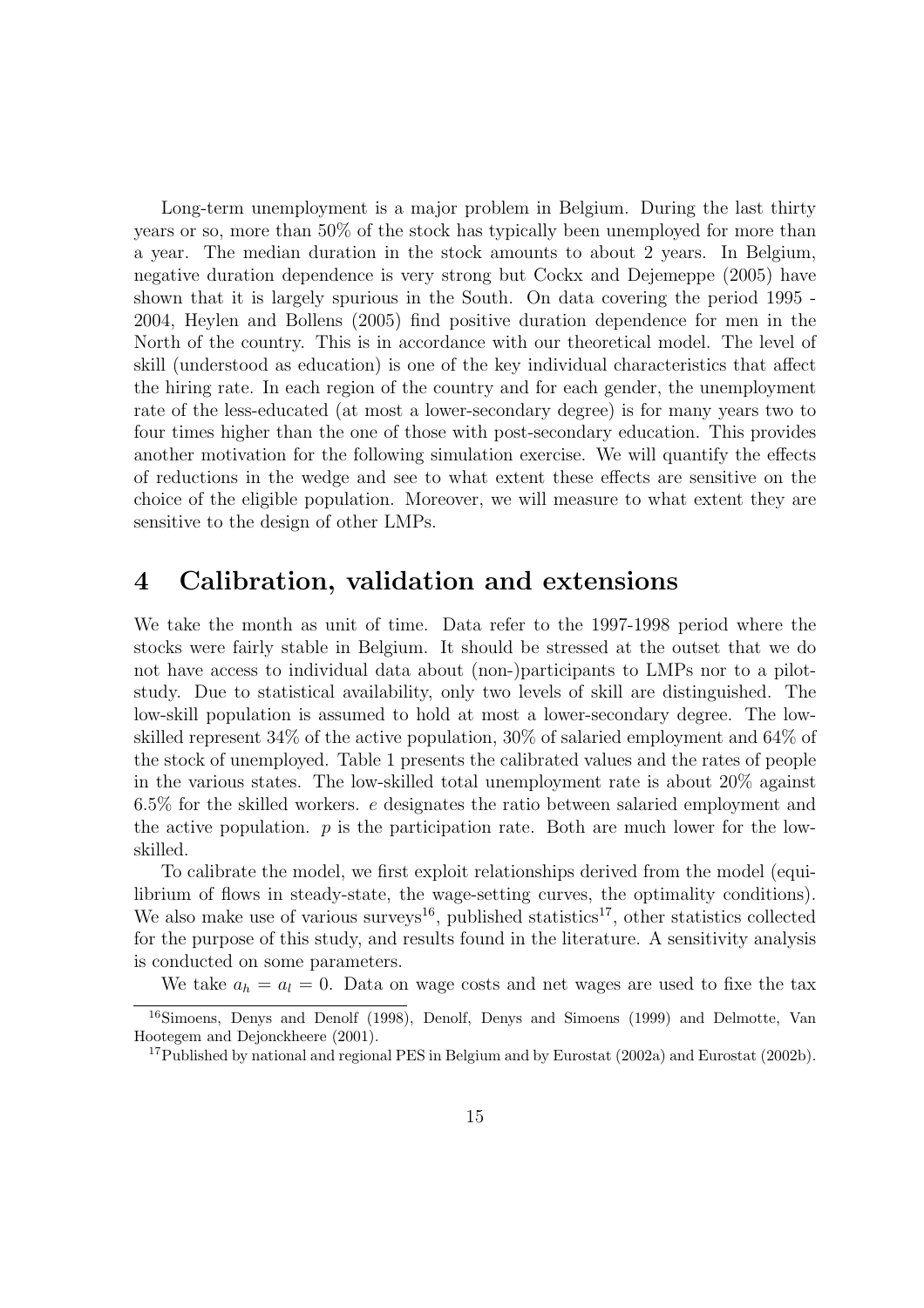Long-term unemployment is a major problem in Belgium. During the last thirty years or so, more than 50% of the stock has typically been unemployed for more than a year. The median duration in the stock amounts to about 2 years. In Belgium, negative duration dependence is very strong but Cockx and Dejemeppe (2005) have shown that it is largely spurious in the South. On data covering the period 1995 - 2004, Heylen and Bollens (2005) find positive duration dependence for men in the North of the country. This is in accordance with our theoretical model. The level of skill (understood as education) is one of the key individual characteristics that affect the hiring rate. In each region of the country and for each gender, the unemployment rate of the less-educated (at most a lower-secondary degree) is for many years two to four times higher than the one of those with post-secondary education. This provides another motivation for the following simulation exercise. We will quantify the effects of reductions in the wedge and see to what extent these effects are sensitive on the choice of the eligible population. Moreover, we will measure to what extent they are sensitive to the design of other LMPs.

# 4 Calibration, validation and extensions

We take the month as unit of time. Data refer to the 1997-1998 period where the stocks were fairly stable in Belgium. It should be stressed at the outset that we do not have access to individual data about (non-)participants to LMPs nor to a pilot-study. Due to statistical availability, only two levels of skill are distinguished. The low-skill population is assumed to hold at most a lower-secondary degree. The low-skilled represent 34% of the active population, 30% of salaried employment and 64% of the stock of unemployed. Table 1 presents the calibrated values and the rates of people in the various states. The low-skilled total unemployment rate is about 20% against 6.5% for the skilled workers. $e$ designates the ratio between salaried employment and the active population. $p$ is the participation rate. Both are much lower for the low-skilled.

To calibrate the model, we first exploit relationships derived from the model (equilibrium of flows in steady-state, the wage-setting curves, the optimality conditions). We also make use of various surveys[16], published statistics[17], other statistics collected for the purpose of this study, and results found in the literature. A sensitivity analysis is conducted on some parameters.

We take $a_h = a_l = 0$. Data on wage costs and net wages are used to fixe the tax

[16] Simoens, Denys and Denolf (1998), Denolf, Denys and Simoens (1999) and Delmotte, Van Hootegem and Dejonckheere (2001).

[17] Published by national and regional PES in Belgium and by Eurostat (2002a) and Eurostat (2002b).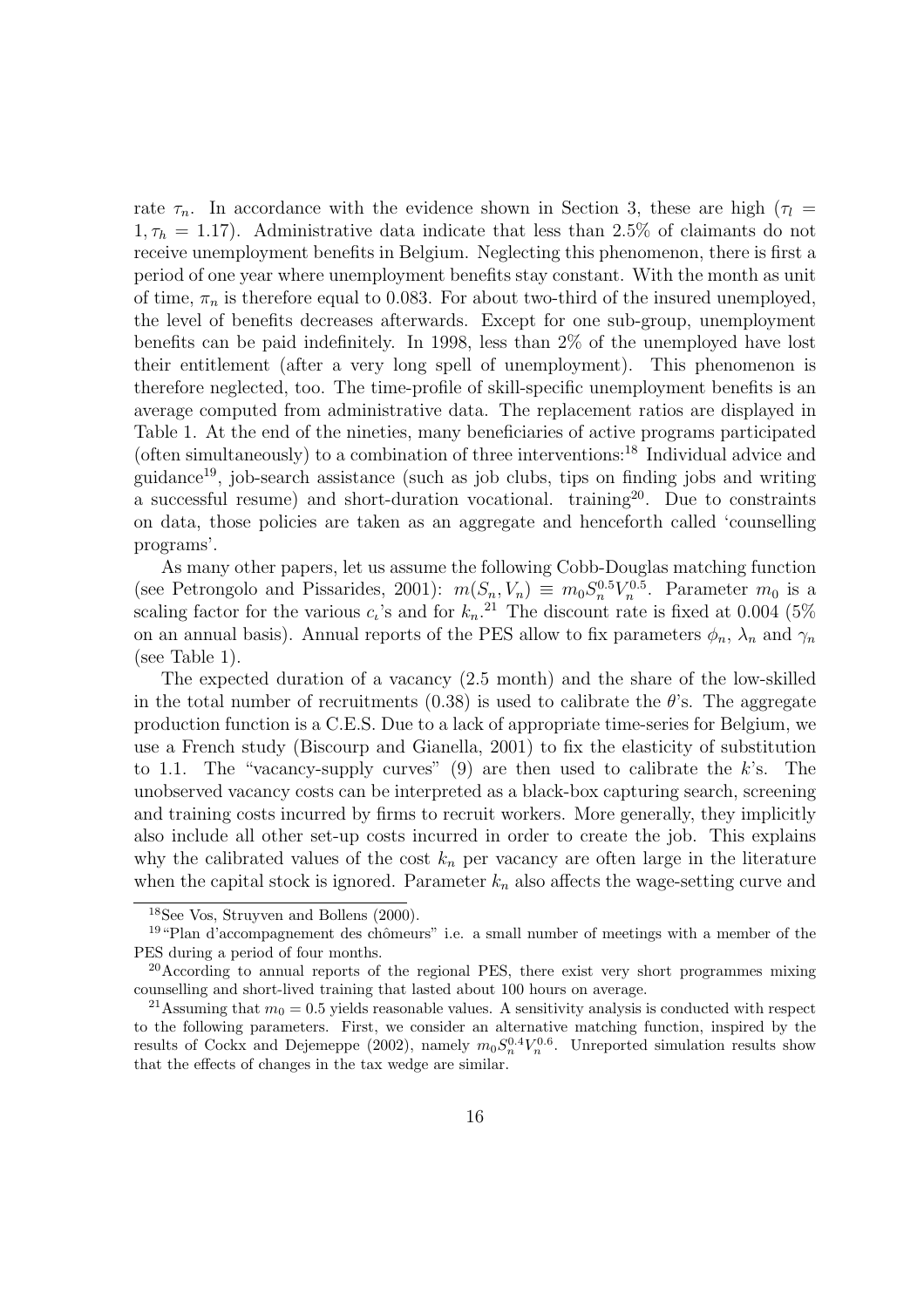rate $\tau_n$. In accordance with the evidence shown in Section 3, these are high ($\tau_l = 1, \tau_h = 1.17$). Administrative data indicate that less than 2.5% of claimants do not receive unemployment benefits in Belgium. Neglecting this phenomenon, there is first a period of one year where unemployment benefits stay constant. With the month as unit of time, $\pi_n$ is therefore equal to 0.083. For about two-third of the insured unemployed, the level of benefits decreases afterwards. Except for one sub-group, unemployment benefits can be paid indefinitely. In 1998, less than 2% of the unemployed have lost their entitlement (after a very long spell of unemployment). This phenomenon is therefore neglected, too. The time-profile of skill-specific unemployment benefits is an average computed from administrative data. The replacement ratios are displayed in Table 1. At the end of the nineties, many beneficiaries of active programs participated (often simultaneously) to a combination of three interventions:[18] Individual advice and guidance[19], job-search assistance (such as job clubs, tips on finding jobs and writing a successful resume) and short-duration vocational. training[20]. Due to constraints on data, those policies are taken as an aggregate and henceforth called 'counselling programs'.

As many other papers, let us assume the following Cobb-Douglas matching function (see Petrongolo and Pissarides, 2001): $m(S_n, V_n) \equiv m_0 S_n^{0.5} V_n^{0.5}$. Parameter $m_0$ is a scaling factor for the various $c_\iota$'s and for $k_n$.[21] The discount rate is fixed at 0.004 (5% on an annual basis). Annual reports of the PES allow to fix parameters $\phi_n$, $\lambda_n$ and $\gamma_n$ (see Table 1).

The expected duration of a vacancy (2.5 month) and the share of the low-skilled in the total number of recruitments (0.38) is used to calibrate the $\theta$'s. The aggregate production function is a C.E.S. Due to a lack of appropriate time-series for Belgium, we use a French study (Biscourp and Gianella, 2001) to fix the elasticity of substitution to 1.1. The "vacancy-supply curves" (9) are then used to calibrate the $k$'s. The unobserved vacancy costs can be interpreted as a black-box capturing search, screening and training costs incurred by firms to recruit workers. More generally, they implicitly also include all other set-up costs incurred in order to create the job. This explains why the calibrated values of the cost $k_n$ per vacancy are often large in the literature when the capital stock is ignored. Parameter $k_n$ also affects the wage-setting curve and

---

[18] See Vos, Struyven and Bollens (2000).

[19] "Plan d'accompagnement des chômeurs" i.e. a small number of meetings with a member of the PES during a period of four months.

[20] According to annual reports of the regional PES, there exist very short programmes mixing counselling and short-lived training that lasted about 100 hours on average.

[21] Assuming that $m_0 = 0.5$ yields reasonable values. A sensitivity analysis is conducted with respect to the following parameters. First, we consider an alternative matching function, inspired by the results of Cockx and Dejemeppe (2002), namely $m_0 S_n^{0.4} V_n^{0.6}$. Unreported simulation results show that the effects of changes in the tax wedge are similar.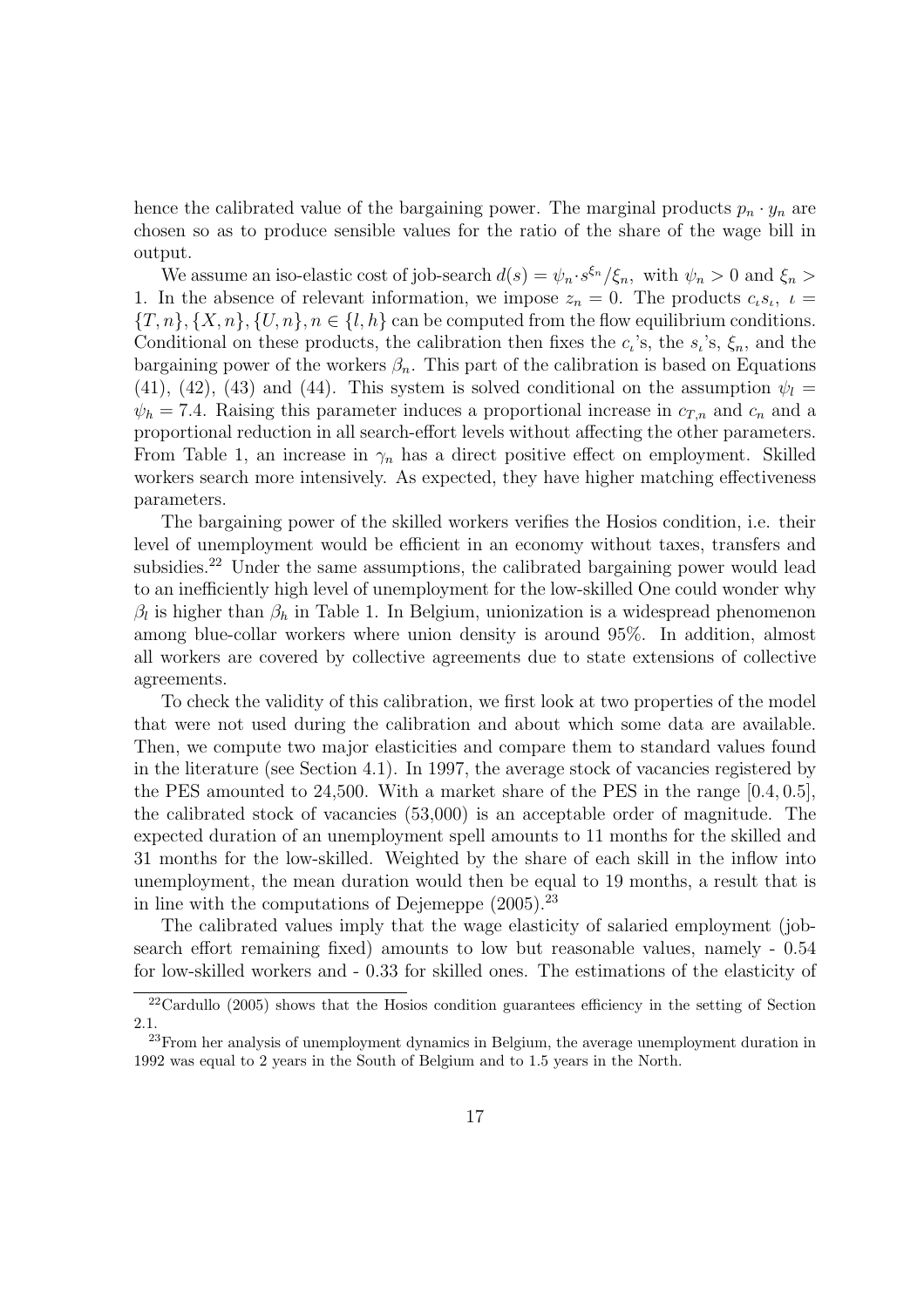hence the calibrated value of the bargaining power. The marginal products $p_n \cdot y_n$ are chosen so as to produce sensible values for the ratio of the share of the wage bill in output.

We assume an iso-elastic cost of job-search $d(s) = \psi_n \cdot s^{\xi_n}/\xi_n$, with $\psi_n > 0$ and $\xi_n > 1$. In the absence of relevant information, we impose $z_n = 0$. The products $c_\iota s_\iota$, $\iota = \{T, n\}, \{X, n\}, \{U, n\}, n \in \{l, h\}$ can be computed from the flow equilibrium conditions. Conditional on these products, the calibration then fixes the $c_\iota$'s, the $s_\iota$'s, $\xi_n$, and the bargaining power of the workers $\beta_n$. This part of the calibration is based on Equations (41), (42), (43) and (44). This system is solved conditional on the assumption $\psi_l = \psi_h = 7.4$. Raising this parameter induces a proportional increase in $c_{T,n}$ and $c_n$ and a proportional reduction in all search-effort levels without affecting the other parameters. From Table 1, an increase in $\gamma_n$ has a direct positive effect on employment. Skilled workers search more intensively. As expected, they have higher matching effectiveness parameters.

The bargaining power of the skilled workers verifies the Hosios condition, i.e. their level of unemployment would be efficient in an economy without taxes, transfers and subsidies.[22] Under the same assumptions, the calibrated bargaining power would lead to an inefficiently high level of unemployment for the low-skilled One could wonder why $\beta_l$ is higher than $\beta_h$ in Table 1. In Belgium, unionization is a widespread phenomenon among blue-collar workers where union density is around 95%. In addition, almost all workers are covered by collective agreements due to state extensions of collective agreements.

To check the validity of this calibration, we first look at two properties of the model that were not used during the calibration and about which some data are available. Then, we compute two major elasticities and compare them to standard values found in the literature (see Section 4.1). In 1997, the average stock of vacancies registered by the PES amounted to 24,500. With a market share of the PES in the range $[0.4, 0.5]$, the calibrated stock of vacancies (53,000) is an acceptable order of magnitude. The expected duration of an unemployment spell amounts to 11 months for the skilled and 31 months for the low-skilled. Weighted by the share of each skill in the inflow into unemployment, the mean duration would then be equal to 19 months, a result that is in line with the computations of Dejemeppe (2005).[23]

The calibrated values imply that the wage elasticity of salaried employment (job-search effort remaining fixed) amounts to low but reasonable values, namely - 0.54 for low-skilled workers and - 0.33 for skilled ones. The estimations of the elasticity of

[22] Cardullo (2005) shows that the Hosios condition guarantees efficiency in the setting of Section 2.1.

[23] From her analysis of unemployment dynamics in Belgium, the average unemployment duration in 1992 was equal to 2 years in the South of Belgium and to 1.5 years in the North.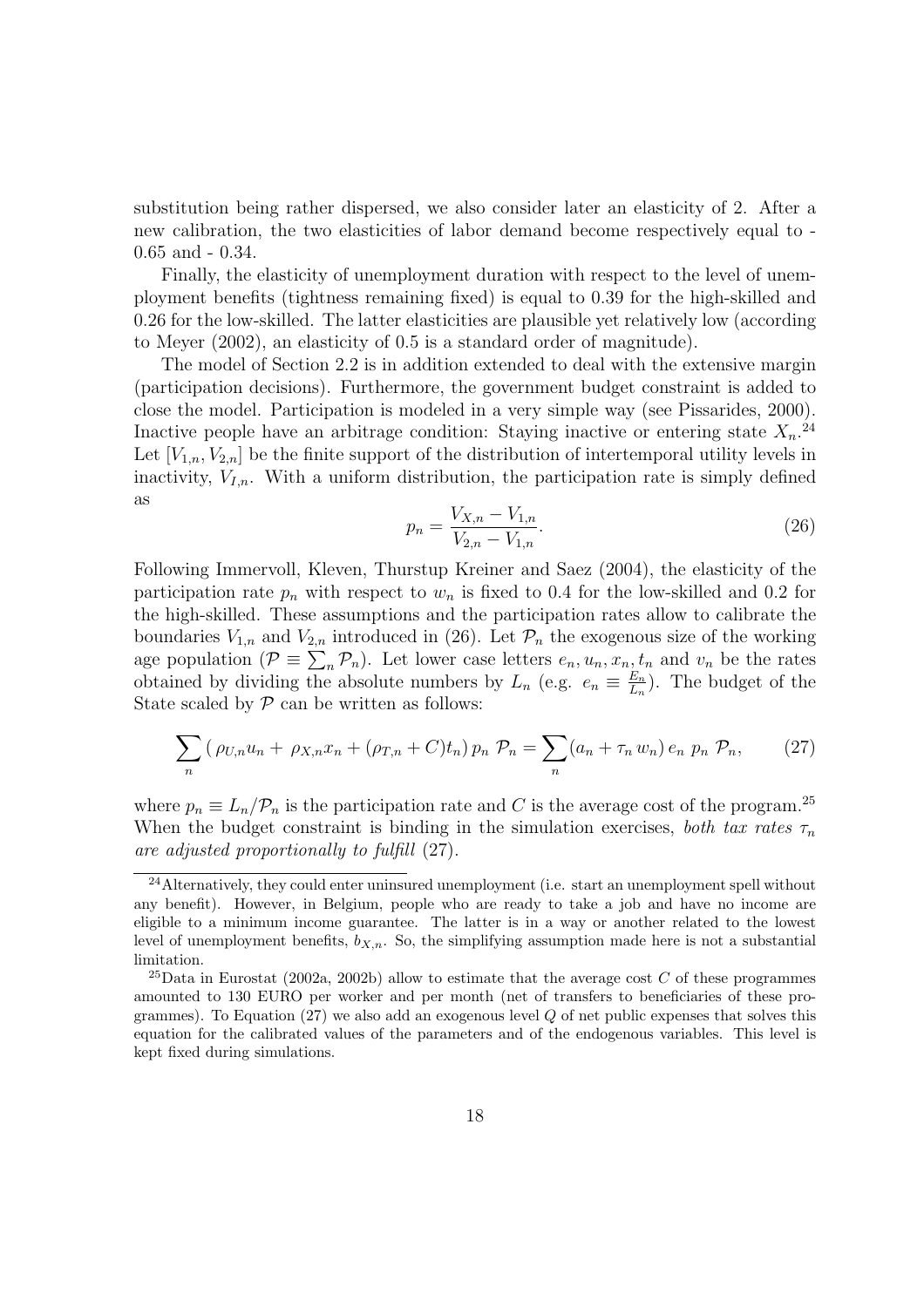substitution being rather dispersed, we also consider later an elasticity of 2. After a new calibration, the two elasticities of labor demand become respectively equal to - 0.65 and - 0.34.

Finally, the elasticity of unemployment duration with respect to the level of unemployment benefits (tightness remaining fixed) is equal to 0.39 for the high-skilled and 0.26 for the low-skilled. The latter elasticities are plausible yet relatively low (according to Meyer (2002), an elasticity of 0.5 is a standard order of magnitude).

The model of Section 2.2 is in addition extended to deal with the extensive margin (participation decisions). Furthermore, the government budget constraint is added to close the model. Participation is modeled in a very simple way (see Pissarides, 2000). Inactive people have an arbitrage condition: Staying inactive or entering state $X_n$.[24] Let $[V_{1,n}, V_{2,n}]$ be the finite support of the distribution of intertemporal utility levels in inactivity, $V_{I,n}$. With a uniform distribution, the participation rate is simply defined as

$$p_n = \frac{V_{X,n} - V_{1,n}}{V_{2,n} - V_{1,n}}. \tag{26}$$

Following Immervoll, Kleven, Thurstup Kreiner and Saez (2004), the elasticity of the participation rate $p_n$ with respect to $w_n$ is fixed to 0.4 for the low-skilled and 0.2 for the high-skilled. These assumptions and the participation rates allow to calibrate the boundaries $V_{1,n}$ and $V_{2,n}$ introduced in (26). Let $\mathcal{P}_n$ the exogenous size of the working age population ($\mathcal{P} \equiv \sum_n \mathcal{P}_n$). Let lower case letters $e_n, u_n, x_n, t_n$ and $v_n$ be the rates obtained by dividing the absolute numbers by $L_n$ (e.g. $e_n \equiv \frac{E_n}{L_n}$). The budget of the State scaled by $\mathcal{P}$ can be written as follows:

$$\sum_n \left( \rho_{U,n} u_n + \rho_{X,n} x_n + (\rho_{T,n} + C) t_n \right) p_n \ \mathcal{P}_n = \sum_n (a_n + \tau_n w_n) \, e_n \ p_n \ \mathcal{P}_n, \tag{27}$$

where $p_n \equiv L_n / \mathcal{P}_n$ is the participation rate and $C$ is the average cost of the program.[25] When the budget constraint is binding in the simulation exercises, *both tax rates $\tau_n$ are adjusted proportionally to fulfill* (27).

---

[24] Alternatively, they could enter uninsured unemployment (i.e. start an unemployment spell without any benefit). However, in Belgium, people who are ready to take a job and have no income are eligible to a minimum income guarantee. The latter is in a way or another related to the lowest level of unemployment benefits, $b_{X,n}$. So, the simplifying assumption made here is not a substantial limitation.

[25] Data in Eurostat (2002a, 2002b) allow to estimate that the average cost $C$ of these programmes amounted to 130 EURO per worker and per month (net of transfers to beneficiaries of these programmes). To Equation (27) we also add an exogenous level $Q$ of net public expenses that solves this equation for the calibrated values of the parameters and of the endogenous variables. This level is kept fixed during simulations.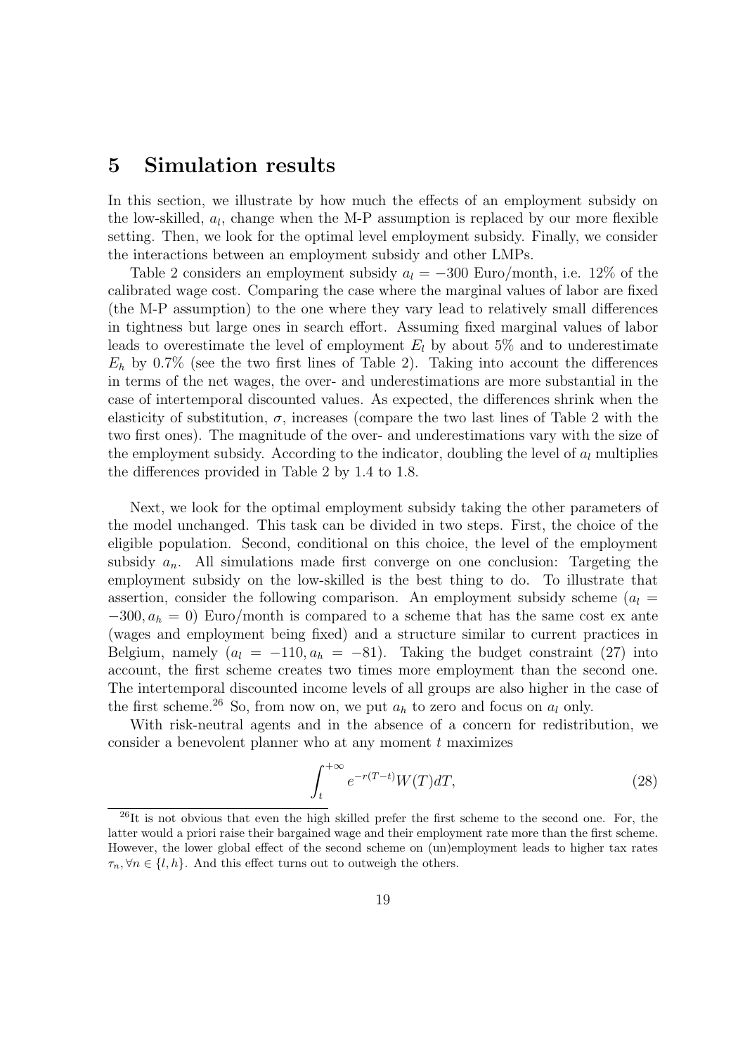## 5 Simulation results

In this section, we illustrate by how much the effects of an employment subsidy on the low-skilled, $a_l$, change when the M-P assumption is replaced by our more flexible setting. Then, we look for the optimal level employment subsidy. Finally, we consider the interactions between an employment subsidy and other LMPs.

Table 2 considers an employment subsidy $a_l = -300$ Euro/month, i.e. 12% of the calibrated wage cost. Comparing the case where the marginal values of labor are fixed (the M-P assumption) to the one where they vary lead to relatively small differences in tightness but large ones in search effort. Assuming fixed marginal values of labor leads to overestimate the level of employment $E_l$ by about 5% and to underestimate $E_h$ by 0.7% (see the two first lines of Table 2). Taking into account the differences in terms of the net wages, the over- and underestimations are more substantial in the case of intertemporal discounted values. As expected, the differences shrink when the elasticity of substitution, $\sigma$, increases (compare the two last lines of Table 2 with the two first ones). The magnitude of the over- and underestimations vary with the size of the employment subsidy. According to the indicator, doubling the level of $a_l$ multiplies the differences provided in Table 2 by 1.4 to 1.8.

Next, we look for the optimal employment subsidy taking the other parameters of the model unchanged. This task can be divided in two steps. First, the choice of the eligible population. Second, conditional on this choice, the level of the employment subsidy $a_n$. All simulations made first converge on one conclusion: Targeting the employment subsidy on the low-skilled is the best thing to do. To illustrate that assertion, consider the following comparison. An employment subsidy scheme ($a_l = -300, a_h = 0$) Euro/month is compared to a scheme that has the same cost ex ante (wages and employment being fixed) and a structure similar to current practices in Belgium, namely ($a_l = -110, a_h = -81$). Taking the budget constraint (27) into account, the first scheme creates two times more employment than the second one. The intertemporal discounted income levels of all groups are also higher in the case of the first scheme.[26] So, from now on, we put $a_h$ to zero and focus on $a_l$ only.

With risk-neutral agents and in the absence of a concern for redistribution, we consider a benevolent planner who at any moment $t$ maximizes

$$\int_t^{+\infty} e^{-r(T-t)} W(T) dT, \tag{28}$$

[26] It is not obvious that even the high skilled prefer the first scheme to the second one. For, the latter would a priori raise their bargained wage and their employment rate more than the first scheme. However, the lower global effect of the second scheme on (un)employment leads to higher tax rates $\tau_n, \forall n \in \{l, h\}$. And this effect turns out to outweigh the others.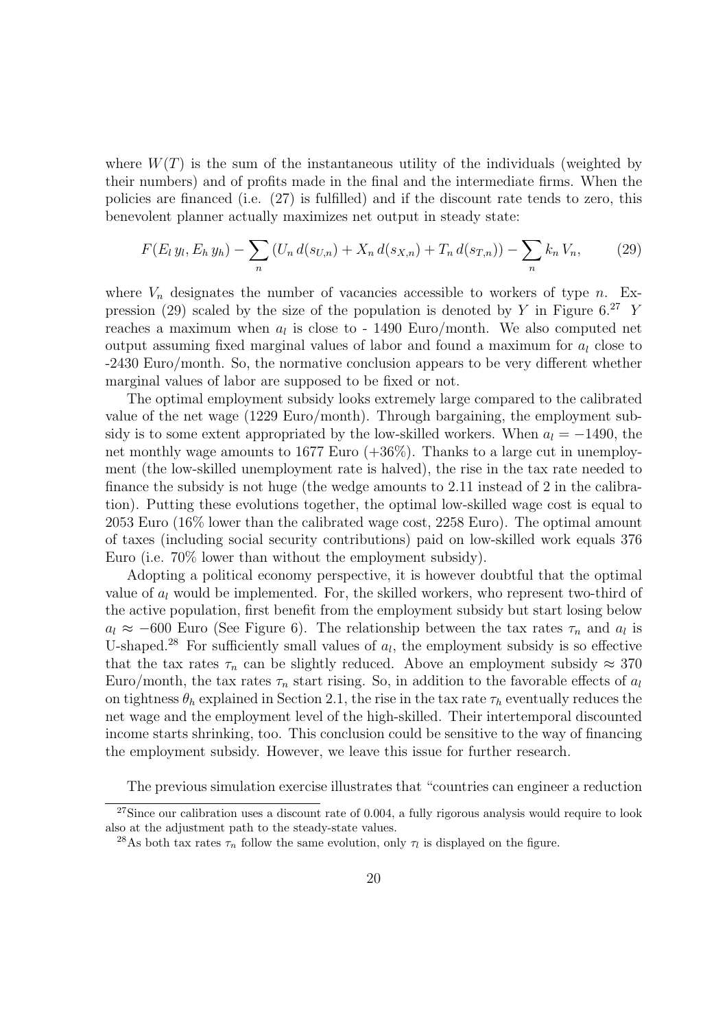where $W(T)$ is the sum of the instantaneous utility of the individuals (weighted by their numbers) and of profits made in the final and the intermediate firms. When the policies are financed (i.e. (27) is fulfilled) and if the discount rate tends to zero, this benevolent planner actually maximizes net output in steady state:

$$F(E_l\, y_l, E_h\, y_h) - \sum_n \left(U_n\, d(s_{U,n}) + X_n\, d(s_{X,n}) + T_n\, d(s_{T,n})\right) - \sum_n k_n\, V_n, \tag{29}$$

where $V_n$ designates the number of vacancies accessible to workers of type $n$. Expression (29) scaled by the size of the population is denoted by $Y$ in Figure 6.[27] $Y$ reaches a maximum when $a_l$ is close to - 1490 Euro/month. We also computed net output assuming fixed marginal values of labor and found a maximum for $a_l$ close to -2430 Euro/month. So, the normative conclusion appears to be very different whether marginal values of labor are supposed to be fixed or not.

The optimal employment subsidy looks extremely large compared to the calibrated value of the net wage (1229 Euro/month). Through bargaining, the employment subsidy is to some extent appropriated by the low-skilled workers. When $a_l = -1490$, the net monthly wage amounts to 1677 Euro (+36%). Thanks to a large cut in unemployment (the low-skilled unemployment rate is halved), the rise in the tax rate needed to finance the subsidy is not huge (the wedge amounts to 2.11 instead of 2 in the calibration). Putting these evolutions together, the optimal low-skilled wage cost is equal to 2053 Euro (16% lower than the calibrated wage cost, 2258 Euro). The optimal amount of taxes (including social security contributions) paid on low-skilled work equals 376 Euro (i.e. 70% lower than without the employment subsidy).

Adopting a political economy perspective, it is however doubtful that the optimal value of $a_l$ would be implemented. For, the skilled workers, who represent two-third of the active population, first benefit from the employment subsidy but start losing below $a_l \approx -600$ Euro (See Figure 6). The relationship between the tax rates $\tau_n$ and $a_l$ is U-shaped.[28] For sufficiently small values of $a_l$, the employment subsidy is so effective that the tax rates $\tau_n$ can be slightly reduced. Above an employment subsidy $\approx 370$ Euro/month, the tax rates $\tau_n$ start rising. So, in addition to the favorable effects of $a_l$ on tightness $\theta_h$ explained in Section 2.1, the rise in the tax rate $\tau_h$ eventually reduces the net wage and the employment level of the high-skilled. Their intertemporal discounted income starts shrinking, too. This conclusion could be sensitive to the way of financing the employment subsidy. However, we leave this issue for further research.

The previous simulation exercise illustrates that "countries can engineer a reduction

[27] Since our calibration uses a discount rate of 0.004, a fully rigorous analysis would require to look also at the adjustment path to the steady-state values.

[28] As both tax rates $\tau_n$ follow the same evolution, only $\tau_l$ is displayed on the figure.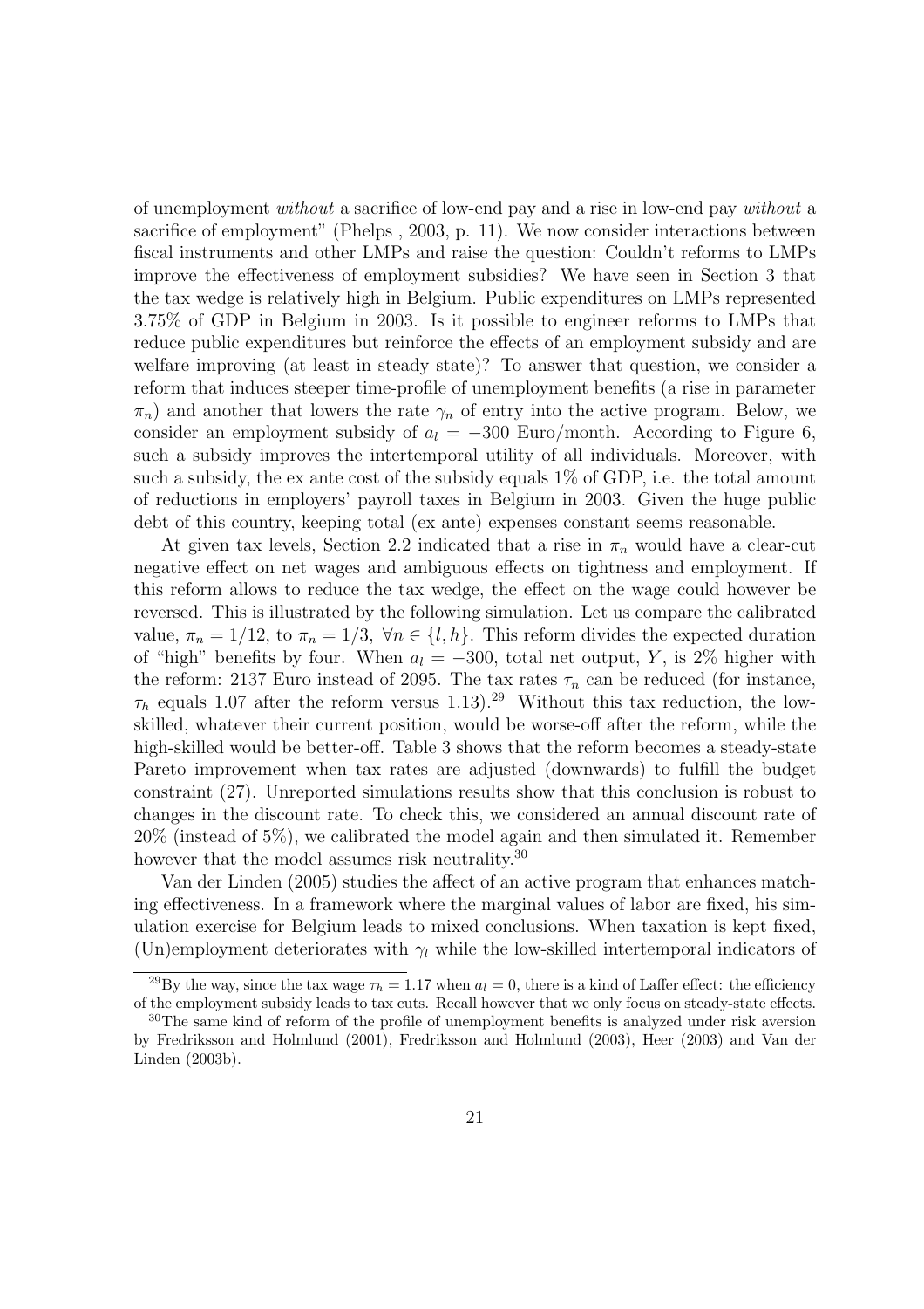of unemployment *without* a sacrifice of low-end pay and a rise in low-end pay *without* a sacrifice of employment" (Phelps , 2003, p. 11). We now consider interactions between fiscal instruments and other LMPs and raise the question: Couldn't reforms to LMPs improve the effectiveness of employment subsidies? We have seen in Section 3 that the tax wedge is relatively high in Belgium. Public expenditures on LMPs represented 3.75% of GDP in Belgium in 2003. Is it possible to engineer reforms to LMPs that reduce public expenditures but reinforce the effects of an employment subsidy and are welfare improving (at least in steady state)? To answer that question, we consider a reform that induces steeper time-profile of unemployment benefits (a rise in parameter $\pi_n$) and another that lowers the rate $\gamma_n$ of entry into the active program. Below, we consider an employment subsidy of $a_l = -300$ Euro/month. According to Figure 6, such a subsidy improves the intertemporal utility of all individuals. Moreover, with such a subsidy, the ex ante cost of the subsidy equals 1% of GDP, i.e. the total amount of reductions in employers' payroll taxes in Belgium in 2003. Given the huge public debt of this country, keeping total (ex ante) expenses constant seems reasonable.

At given tax levels, Section 2.2 indicated that a rise in $\pi_n$ would have a clear-cut negative effect on net wages and ambiguous effects on tightness and employment. If this reform allows to reduce the tax wedge, the effect on the wage could however be reversed. This is illustrated by the following simulation. Let us compare the calibrated value, $\pi_n = 1/12$, to $\pi_n = 1/3$, $\forall n \in \{l, h\}$. This reform divides the expected duration of "high" benefits by four. When $a_l = -300$, total net output, $Y$, is 2% higher with the reform: 2137 Euro instead of 2095. The tax rates $\tau_n$ can be reduced (for instance, $\tau_h$ equals 1.07 after the reform versus 1.13).[29] Without this tax reduction, the low-skilled, whatever their current position, would be worse-off after the reform, while the high-skilled would be better-off. Table 3 shows that the reform becomes a steady-state Pareto improvement when tax rates are adjusted (downwards) to fulfill the budget constraint (27). Unreported simulations results show that this conclusion is robust to changes in the discount rate. To check this, we considered an annual discount rate of 20% (instead of 5%), we calibrated the model again and then simulated it. Remember however that the model assumes risk neutrality.[30]

Van der Linden (2005) studies the affect of an active program that enhances matching effectiveness. In a framework where the marginal values of labor are fixed, his simulation exercise for Belgium leads to mixed conclusions. When taxation is kept fixed, (Un)employment deteriorates with $\gamma_l$ while the low-skilled intertemporal indicators of

[29] By the way, since the tax wage $\tau_h = 1.17$ when $a_l = 0$, there is a kind of Laffer effect: the efficiency of the employment subsidy leads to tax cuts. Recall however that we only focus on steady-state effects.

[30] The same kind of reform of the profile of unemployment benefits is analyzed under risk aversion by Fredriksson and Holmlund (2001), Fredriksson and Holmlund (2003), Heer (2003) and Van der Linden (2003b).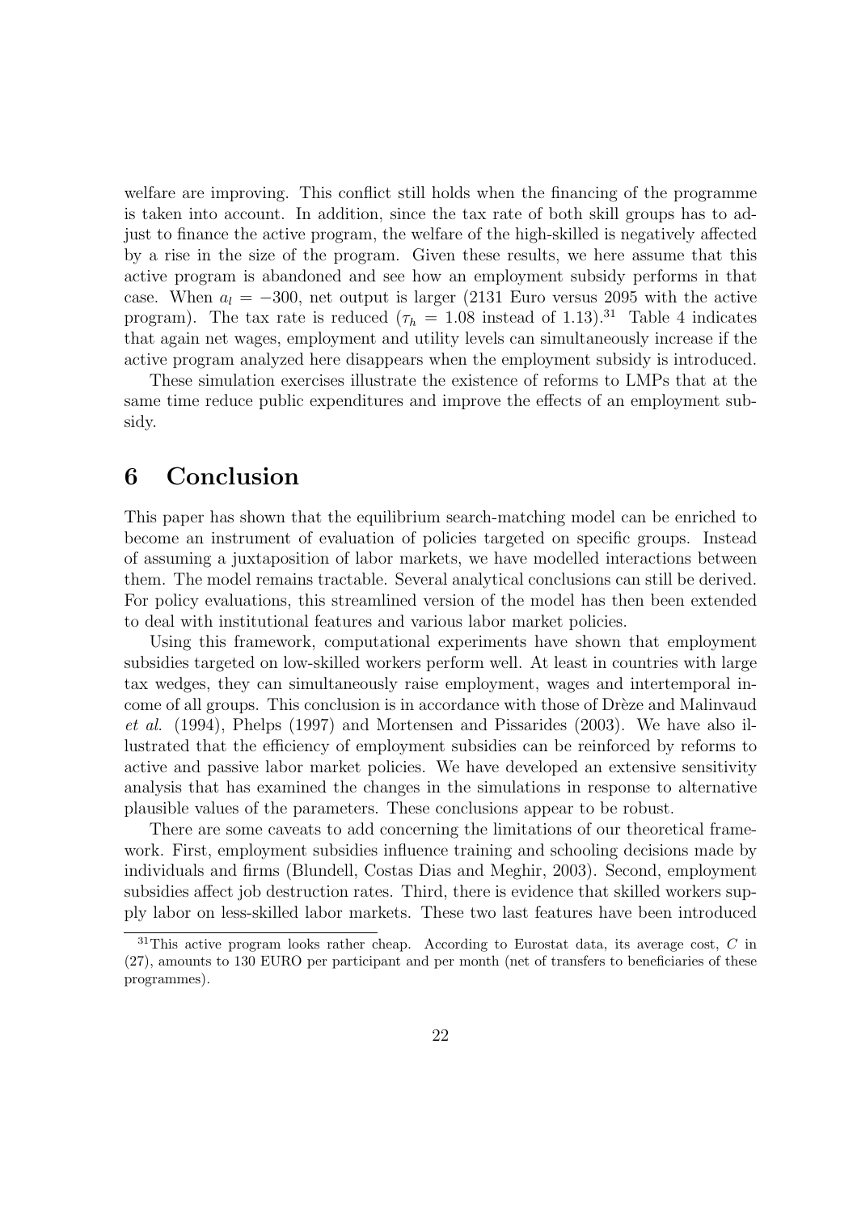welfare are improving. This conflict still holds when the financing of the programme is taken into account. In addition, since the tax rate of both skill groups has to adjust to finance the active program, the welfare of the high-skilled is negatively affected by a rise in the size of the program. Given these results, we here assume that this active program is abandoned and see how an employment subsidy performs in that case. When $a_l = -300$, net output is larger (2131 Euro versus 2095 with the active program). The tax rate is reduced ($\tau_h = 1.08$ instead of 1.13).[31] Table 4 indicates that again net wages, employment and utility levels can simultaneously increase if the active program analyzed here disappears when the employment subsidy is introduced.

These simulation exercises illustrate the existence of reforms to LMPs that at the same time reduce public expenditures and improve the effects of an employment subsidy.

# 6 Conclusion

This paper has shown that the equilibrium search-matching model can be enriched to become an instrument of evaluation of policies targeted on specific groups. Instead of assuming a juxtaposition of labor markets, we have modelled interactions between them. The model remains tractable. Several analytical conclusions can still be derived. For policy evaluations, this streamlined version of the model has then been extended to deal with institutional features and various labor market policies.

Using this framework, computational experiments have shown that employment subsidies targeted on low-skilled workers perform well. At least in countries with large tax wedges, they can simultaneously raise employment, wages and intertemporal income of all groups. This conclusion is in accordance with those of Drèze and Malinvaud *et al.* (1994), Phelps (1997) and Mortensen and Pissarides (2003). We have also illustrated that the efficiency of employment subsidies can be reinforced by reforms to active and passive labor market policies. We have developed an extensive sensitivity analysis that has examined the changes in the simulations in response to alternative plausible values of the parameters. These conclusions appear to be robust.

There are some caveats to add concerning the limitations of our theoretical framework. First, employment subsidies influence training and schooling decisions made by individuals and firms (Blundell, Costas Dias and Meghir, 2003). Second, employment subsidies affect job destruction rates. Third, there is evidence that skilled workers supply labor on less-skilled labor markets. These two last features have been introduced

[31] This active program looks rather cheap. According to Eurostat data, its average cost, $C$ in (27), amounts to 130 EURO per participant and per month (net of transfers to beneficiaries of these programmes).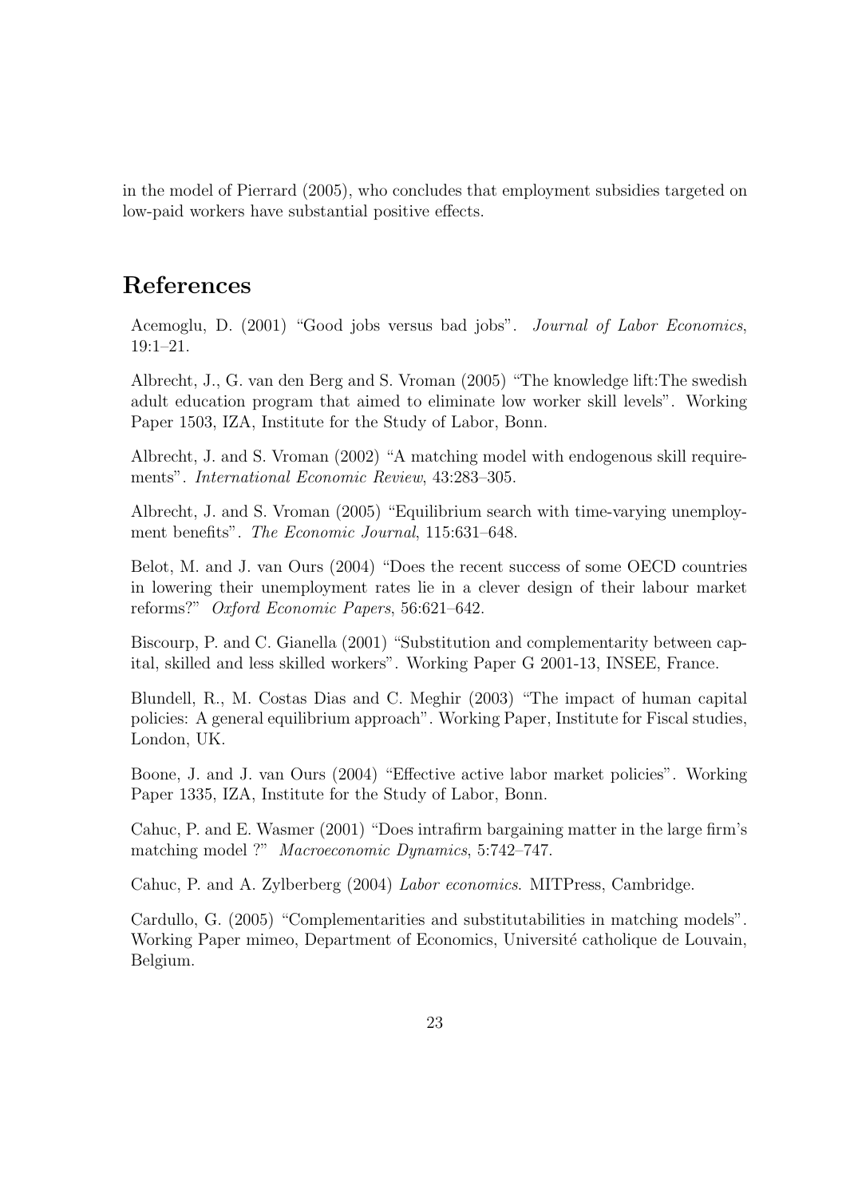in the model of Pierrard (2005), who concludes that employment subsidies targeted on low-paid workers have substantial positive effects.

# References

Acemoglu, D. (2001) "Good jobs versus bad jobs". *Journal of Labor Economics*, 19:1–21.

Albrecht, J., G. van den Berg and S. Vroman (2005) "The knowledge lift:The swedish adult education program that aimed to eliminate low worker skill levels". Working Paper 1503, IZA, Institute for the Study of Labor, Bonn.

Albrecht, J. and S. Vroman (2002) "A matching model with endogenous skill requirements". *International Economic Review*, 43:283–305.

Albrecht, J. and S. Vroman (2005) "Equilibrium search with time-varying unemployment benefits". *The Economic Journal*, 115:631–648.

Belot, M. and J. van Ours (2004) "Does the recent success of some OECD countries in lowering their unemployment rates lie in a clever design of their labour market reforms?" *Oxford Economic Papers*, 56:621–642.

Biscourp, P. and C. Gianella (2001) "Substitution and complementarity between capital, skilled and less skilled workers". Working Paper G 2001-13, INSEE, France.

Blundell, R., M. Costas Dias and C. Meghir (2003) "The impact of human capital policies: A general equilibrium approach". Working Paper, Institute for Fiscal studies, London, UK.

Boone, J. and J. van Ours (2004) "Effective active labor market policies". Working Paper 1335, IZA, Institute for the Study of Labor, Bonn.

Cahuc, P. and E. Wasmer (2001) "Does intrafirm bargaining matter in the large firm's matching model ?" *Macroeconomic Dynamics*, 5:742–747.

Cahuc, P. and A. Zylberberg (2004) *Labor economics*. MITPress, Cambridge.

Cardullo, G. (2005) "Complementarities and substitutabilities in matching models". Working Paper mimeo, Department of Economics, Université catholique de Louvain, Belgium.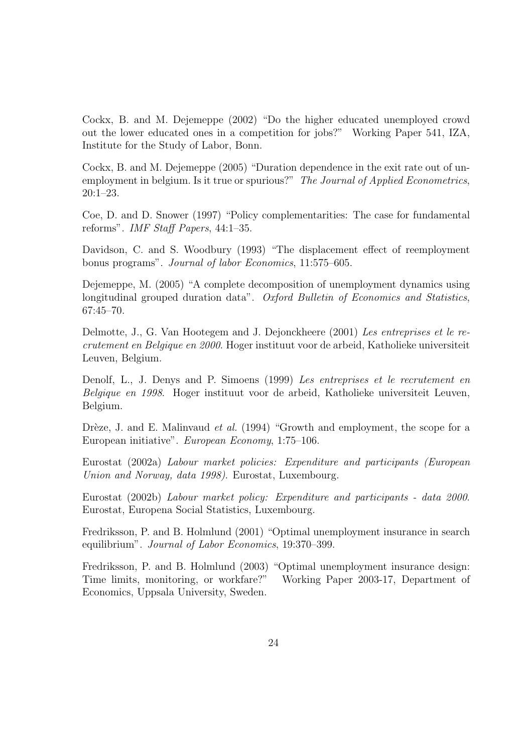Cockx, B. and M. Dejemeppe (2002) "Do the higher educated unemployed crowd out the lower educated ones in a competition for jobs?" Working Paper 541, IZA, Institute for the Study of Labor, Bonn.

Cockx, B. and M. Dejemeppe (2005) "Duration dependence in the exit rate out of unemployment in belgium. Is it true or spurious?" *The Journal of Applied Econometrics*, 20:1–23.

Coe, D. and D. Snower (1997) "Policy complementarities: The case for fundamental reforms". *IMF Staff Papers*, 44:1–35.

Davidson, C. and S. Woodbury (1993) "The displacement effect of reemployment bonus programs". *Journal of labor Economics*, 11:575–605.

Dejemeppe, M. (2005) "A complete decomposition of unemployment dynamics using longitudinal grouped duration data". *Oxford Bulletin of Economics and Statistics*, 67:45–70.

Delmotte, J., G. Van Hootegem and J. Dejonckheere (2001) *Les entreprises et le recrutement en Belgique en 2000*. Hoger instituut voor de arbeid, Katholieke universiteit Leuven, Belgium.

Denolf, L., J. Denys and P. Simoens (1999) *Les entreprises et le recrutement en Belgique en 1998*. Hoger instituut voor de arbeid, Katholieke universiteit Leuven, Belgium.

Drèze, J. and E. Malinvaud *et al.* (1994) "Growth and employment, the scope for a European initiative". *European Economy*, 1:75–106.

Eurostat (2002a) *Labour market policies: Expenditure and participants (European Union and Norway, data 1998)*. Eurostat, Luxembourg.

Eurostat (2002b) *Labour market policy: Expenditure and participants - data 2000*. Eurostat, Europena Social Statistics, Luxembourg.

Fredriksson, P. and B. Holmlund (2001) "Optimal unemployment insurance in search equilibrium". *Journal of Labor Economics*, 19:370–399.

Fredriksson, P. and B. Holmlund (2003) "Optimal unemployment insurance design: Time limits, monitoring, or workfare?" Working Paper 2003-17, Department of Economics, Uppsala University, Sweden.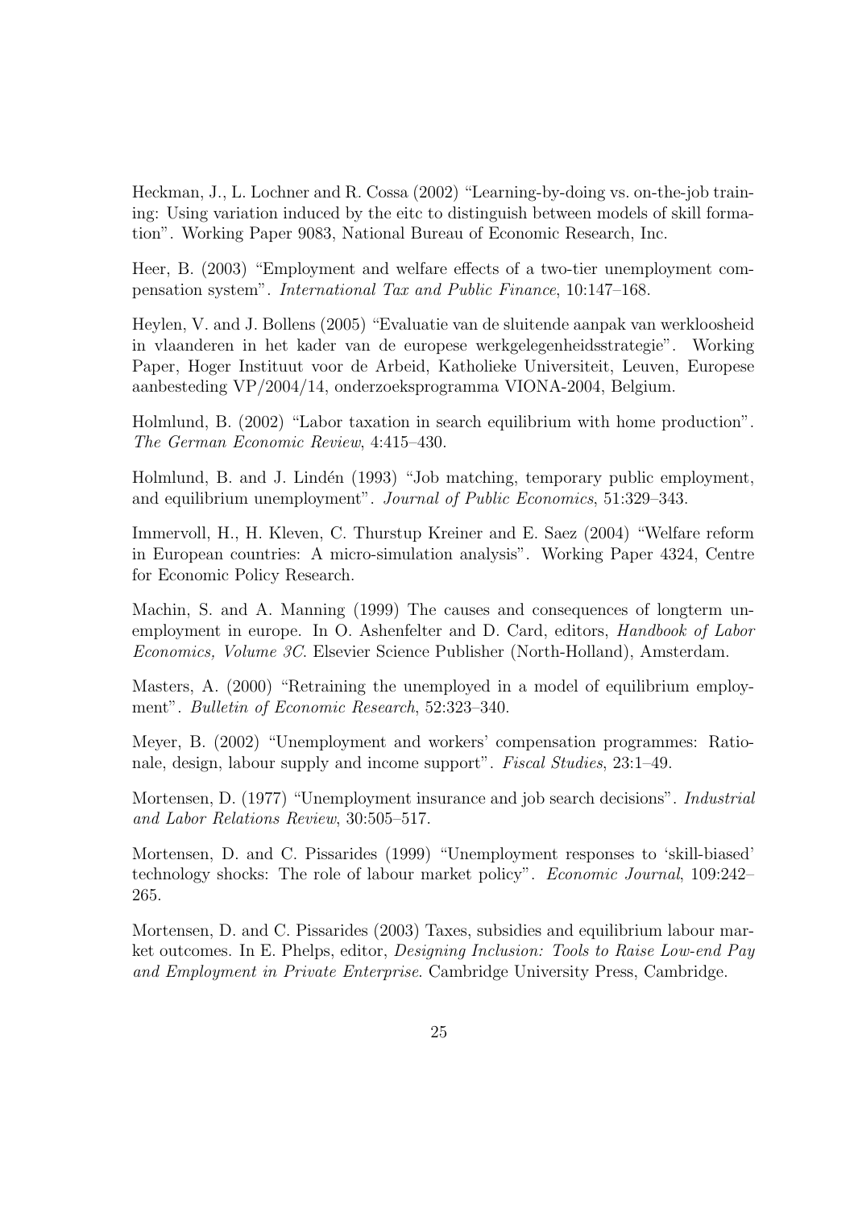Heckman, J., L. Lochner and R. Cossa (2002) "Learning-by-doing vs. on-the-job training: Using variation induced by the eitc to distinguish between models of skill formation". Working Paper 9083, National Bureau of Economic Research, Inc.

Heer, B. (2003) "Employment and welfare effects of a two-tier unemployment compensation system". *International Tax and Public Finance*, 10:147–168.

Heylen, V. and J. Bollens (2005) "Evaluatie van de sluitende aanpak van werkloosheid in vlaanderen in het kader van de europese werkgelegenheidsstrategie". Working Paper, Hoger Instituut voor de Arbeid, Katholieke Universiteit, Leuven, Europese aanbesteding VP/2004/14, onderzoeksprogramma VIONA-2004, Belgium.

Holmlund, B. (2002) "Labor taxation in search equilibrium with home production". *The German Economic Review*, 4:415–430.

Holmlund, B. and J. Lindén (1993) "Job matching, temporary public employment, and equilibrium unemployment". *Journal of Public Economics*, 51:329–343.

Immervoll, H., H. Kleven, C. Thurstup Kreiner and E. Saez (2004) "Welfare reform in European countries: A micro-simulation analysis". Working Paper 4324, Centre for Economic Policy Research.

Machin, S. and A. Manning (1999) The causes and consequences of longterm unemployment in europe. In O. Ashenfelter and D. Card, editors, *Handbook of Labor Economics, Volume 3C*. Elsevier Science Publisher (North-Holland), Amsterdam.

Masters, A. (2000) "Retraining the unemployed in a model of equilibrium employment". *Bulletin of Economic Research*, 52:323–340.

Meyer, B. (2002) "Unemployment and workers' compensation programmes: Rationale, design, labour supply and income support". *Fiscal Studies*, 23:1–49.

Mortensen, D. (1977) "Unemployment insurance and job search decisions". *Industrial and Labor Relations Review*, 30:505–517.

Mortensen, D. and C. Pissarides (1999) "Unemployment responses to 'skill-biased' technology shocks: The role of labour market policy". *Economic Journal*, 109:242–265.

Mortensen, D. and C. Pissarides (2003) Taxes, subsidies and equilibrium labour market outcomes. In E. Phelps, editor, *Designing Inclusion: Tools to Raise Low-end Pay and Employment in Private Enterprise*. Cambridge University Press, Cambridge.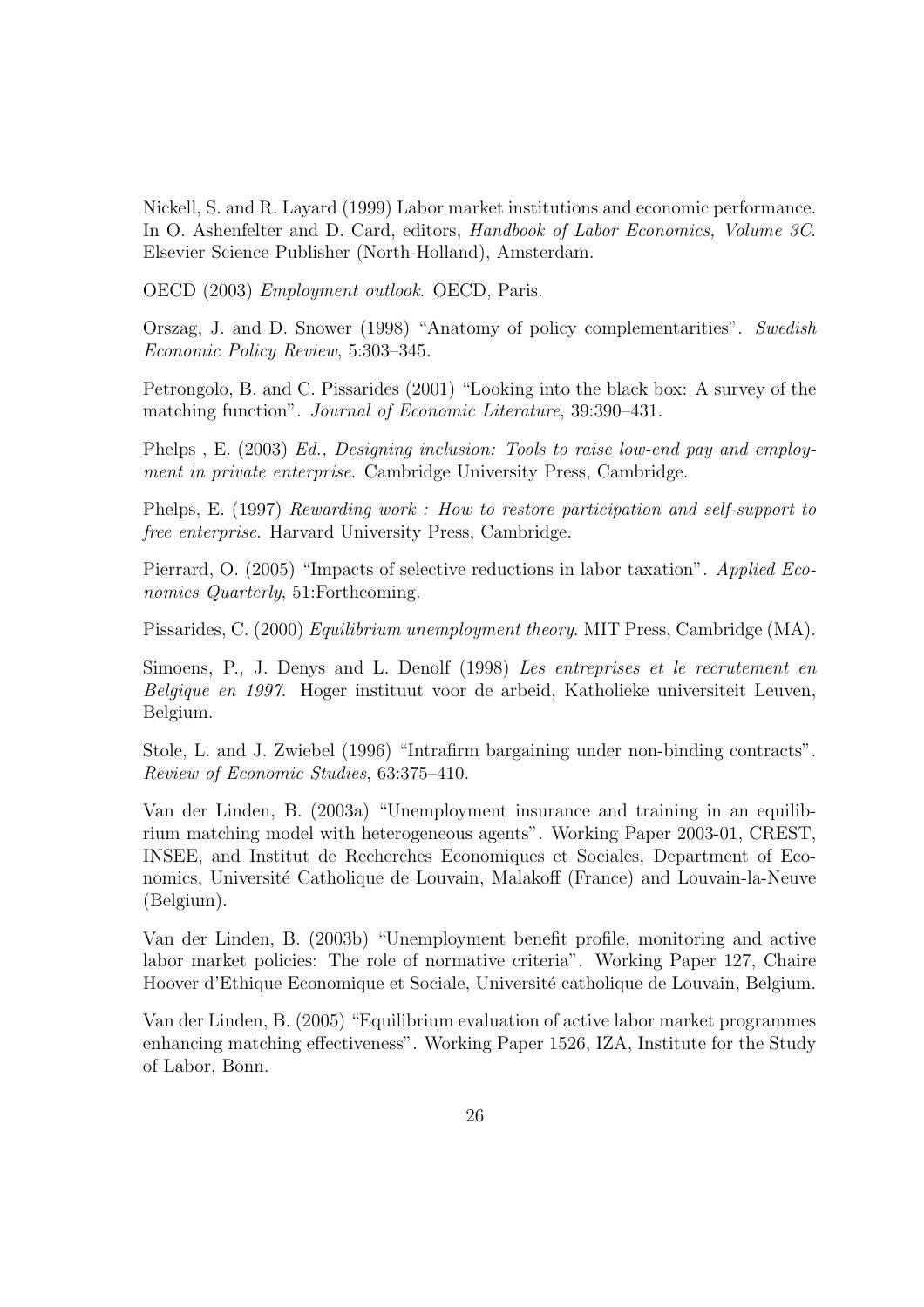Nickell, S. and R. Layard (1999) Labor market institutions and economic performance. In O. Ashenfelter and D. Card, editors, *Handbook of Labor Economics, Volume 3C*. Elsevier Science Publisher (North-Holland), Amsterdam.

OECD (2003) *Employment outlook*. OECD, Paris.

Orszag, J. and D. Snower (1998) "Anatomy of policy complementarities". *Swedish Economic Policy Review*, 5:303–345.

Petrongolo, B. and C. Pissarides (2001) "Looking into the black box: A survey of the matching function". *Journal of Economic Literature*, 39:390–431.

Phelps , E. (2003) *Ed., Designing inclusion: Tools to raise low-end pay and employment in private enterprise*. Cambridge University Press, Cambridge.

Phelps, E. (1997) *Rewarding work : How to restore participation and self-support to free enterprise*. Harvard University Press, Cambridge.

Pierrard, O. (2005) "Impacts of selective reductions in labor taxation". *Applied Economics Quarterly*, 51:Forthcoming.

Pissarides, C. (2000) *Equilibrium unemployment theory*. MIT Press, Cambridge (MA).

Simoens, P., J. Denys and L. Denolf (1998) *Les entreprises et le recrutement en Belgique en 1997*. Hoger instituut voor de arbeid, Katholieke universiteit Leuven, Belgium.

Stole, L. and J. Zwiebel (1996) "Intrafirm bargaining under non-binding contracts". *Review of Economic Studies*, 63:375–410.

Van der Linden, B. (2003a) "Unemployment insurance and training in an equilibrium matching model with heterogeneous agents". Working Paper 2003-01, CREST, INSEE, and Institut de Recherches Economiques et Sociales, Department of Economics, Université Catholique de Louvain, Malakoff (France) and Louvain-la-Neuve (Belgium).

Van der Linden, B. (2003b) "Unemployment benefit profile, monitoring and active labor market policies: The role of normative criteria". Working Paper 127, Chaire Hoover d'Ethique Economique et Sociale, Université catholique de Louvain, Belgium.

Van der Linden, B. (2005) "Equilibrium evaluation of active labor market programmes enhancing matching effectiveness". Working Paper 1526, IZA, Institute for the Study of Labor, Bonn.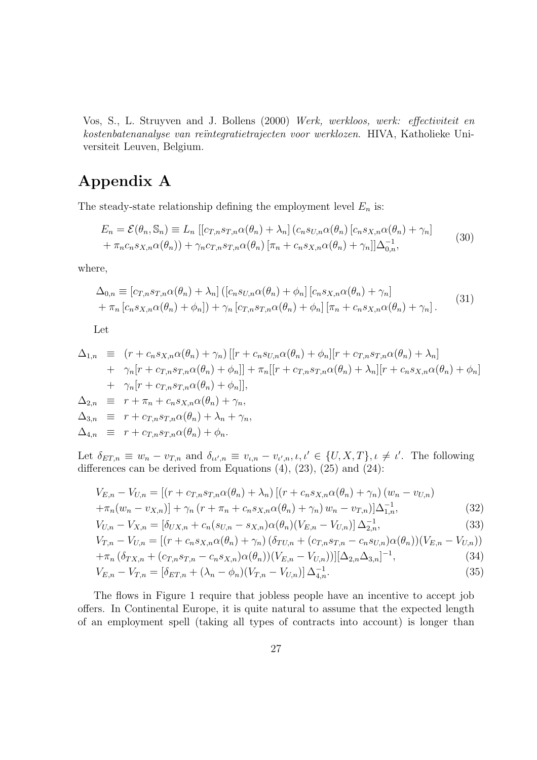Vos, S., L. Struyven and J. Bollens (2000) *Werk, werkloos, werk: effectiviteit en kostenbatenanalyse van reïntegratietrajecten voor werklozen.* HIVA, Katholieke Universiteit Leuven, Belgium.

# Appendix A

The steady-state relationship defining the employment level $E_n$ is:

$$
\begin{aligned}
E_n = \mathcal{E}(\theta_n, \mathbb{S}_n) \equiv L_n \, [[c_{T,n}s_{T,n}\alpha(\theta_n) + \lambda_n] \, (c_n s_{U,n}\alpha(\theta_n) \, [c_n s_{X,n}\alpha(\theta_n) + \gamma_n] \\
+ \pi_n c_n s_{X,n}\alpha(\theta_n)) + \gamma_n c_{T,n}s_{T,n}\alpha(\theta_n) \, [\pi_n + c_n s_{X,n}\alpha(\theta_n) + \gamma_n]]\Delta_{0,n}^{-1},
\end{aligned}
\tag{30}
$$

where,

$$
\begin{aligned}
\Delta_{0,n} \equiv [c_{T,n}s_{T,n}\alpha(\theta_n) + \lambda_n] \, ([c_n s_{U,n}\alpha(\theta_n) + \phi_n] \, [c_n s_{X,n}\alpha(\theta_n) + \gamma_n] \\
+ \pi_n \, [c_n s_{X,n}\alpha(\theta_n) + \phi_n]) + \gamma_n \, [c_{T,n}s_{T,n}\alpha(\theta_n) + \phi_n] \, [\pi_n + c_n s_{X,n}\alpha(\theta_n) + \gamma_n] \, .
\end{aligned}
\tag{31}
$$

Let

$$
\begin{aligned}
\Delta_{1,n} \;\; &\equiv \;\; (r + c_n s_{X,n}\alpha(\theta_n) + \gamma_n) \, [[r + c_n s_{U,n}\alpha(\theta_n) + \phi_n][r + c_{T,n}s_{T,n}\alpha(\theta_n) + \lambda_n] \\
&\;\;\; + \;\; \gamma_n[r + c_{T,n}s_{T,n}\alpha(\theta_n) + \phi_n]] + \pi_n[[r + c_{T,n}s_{T,n}\alpha(\theta_n) + \lambda_n][r + c_n s_{X,n}\alpha(\theta_n) + \phi_n] \\
&\;\;\; + \;\; \gamma_n[r + c_{T,n}s_{T,n}\alpha(\theta_n) + \phi_n]], \\
\Delta_{2,n} \;\; &\equiv \;\; r + \pi_n + c_n s_{X,n}\alpha(\theta_n) + \gamma_n, \\
\Delta_{3,n} \;\; &\equiv \;\; r + c_{T,n}s_{T,n}\alpha(\theta_n) + \lambda_n + \gamma_n, \\
\Delta_{4,n} \;\; &\equiv \;\; r + c_{T,n}s_{T,n}\alpha(\theta_n) + \phi_n.
\end{aligned}
$$

Let $\delta_{ET,n} \equiv w_n - v_{T,n}$ and $\delta_{\iota\iota',n} \equiv v_{\iota,n} - v_{\iota',n}, \iota, \iota' \in \{U, X, T\}, \iota \neq \iota'$. The following differences can be derived from Equations (4), (23), (25) and (24):

$$
\begin{aligned}
V_{E,n} - V_{U,n} &= [(r + c_{T,n}s_{T,n}\alpha(\theta_n) + \lambda_n) \, [(r + c_n s_{X,n}\alpha(\theta_n) + \gamma_n) \, (w_n - v_{U,n}) \\
&\quad + \pi_n(w_n - v_{X,n})] + \gamma_n \, (r + \pi_n + c_n s_{X,n}\alpha(\theta_n) + \gamma_n) \, w_n - v_{T,n})]\Delta_{1,n}^{-1}, && (32) \\
V_{U,n} - V_{X,n} &= [\delta_{UX,n} + c_n(s_{U,n} - s_{X,n})\alpha(\theta_n)(V_{E,n} - V_{U,n})] \, \Delta_{2,n}^{-1}, && (33) \\
V_{T,n} - V_{U,n} &= [(r + c_n s_{X,n}\alpha(\theta_n) + \gamma_n) \, (\delta_{TU,n} + (c_{T,n}s_{T,n} - c_n s_{U,n})\alpha(\theta_n))(V_{E,n} - V_{U,n})) \\
&\quad + \pi_n \, (\delta_{TX,n} + (c_{T,n}s_{T,n} - c_n s_{X,n})\alpha(\theta_n))(V_{E,n} - V_{U,n}))][\Delta_{2,n}\Delta_{3,n}]^{-1}, && (34) \\
V_{E,n} - V_{T,n} &= [\delta_{ET,n} + (\lambda_n - \phi_n)(V_{T,n} - V_{U,n})] \, \Delta_{4,n}^{-1}. && (35)
\end{aligned}
$$

The flows in Figure 1 require that jobless people have an incentive to accept job offers. In Continental Europe, it is quite natural to assume that the expected length of an employment spell (taking all types of contracts into account) is longer than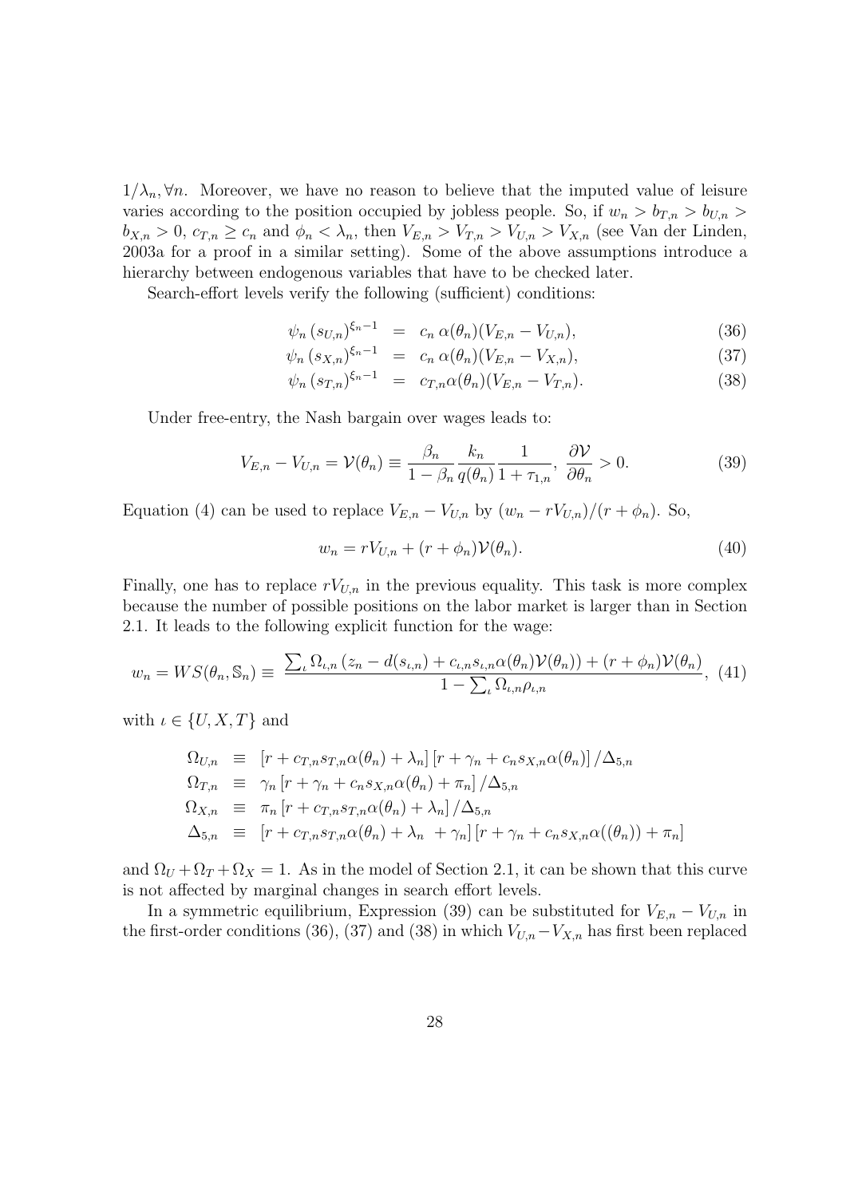$1/\lambda_n, \forall n$. Moreover, we have no reason to believe that the imputed value of leisure varies according to the position occupied by jobless people. So, if $w_n > b_{T,n} > b_{U,n} > b_{X,n} > 0$, $c_{T,n} \geq c_n$ and $\phi_n < \lambda_n$, then $V_{E,n} > V_{T,n} > V_{U,n} > V_{X,n}$ (see Van der Linden, 2003a for a proof in a similar setting). Some of the above assumptions introduce a hierarchy between endogenous variables that have to be checked later.

Search-effort levels verify the following (sufficient) conditions:

$$\psi_n \,(s_{U,n})^{\xi_n - 1} \;=\; c_n \, \alpha(\theta_n)(V_{E,n} - V_{U,n}), \tag{36}$$

$$\psi_n \,(s_{X,n})^{\xi_n - 1} \;=\; c_n \, \alpha(\theta_n)(V_{E,n} - V_{X,n}), \tag{37}$$

$$\psi_n \,(s_{T,n})^{\xi_n - 1} \;=\; c_{T,n} \alpha(\theta_n)(V_{E,n} - V_{T,n}). \tag{38}$$

Under free-entry, the Nash bargain over wages leads to:

$$V_{E,n} - V_{U,n} = \mathcal{V}(\theta_n) \equiv \frac{\beta_n}{1-\beta_n} \frac{k_n}{q(\theta_n)} \frac{1}{1+\tau_{1,n}}, \; \frac{\partial \mathcal{V}}{\partial \theta_n} > 0. \tag{39}$$

Equation (4) can be used to replace $V_{E,n} - V_{U,n}$ by $(w_n - rV_{U,n})/(r + \phi_n)$. So,

$$w_n = rV_{U,n} + (r + \phi_n)\mathcal{V}(\theta_n). \tag{40}$$

Finally, one has to replace $rV_{U,n}$ in the previous equality. This task is more complex because the number of possible positions on the labor market is larger than in Section 2.1. It leads to the following explicit function for the wage:

$$w_n = WS(\theta_n, \mathbb{S}_n) \equiv \frac{\sum_\iota \Omega_{\iota,n} \left(z_n - d(s_{\iota,n}) + c_{\iota,n} s_{\iota,n} \alpha(\theta_n) \mathcal{V}(\theta_n)\right) + (r + \phi_n)\mathcal{V}(\theta_n)}{1 - \sum_\iota \Omega_{\iota,n}\rho_{\iota,n}}, \tag{41}$$

with $\iota \in \{U, X, T\}$ and

$$\begin{aligned}
\Omega_{U,n} \;&\equiv\; \left[r + c_{T,n}s_{T,n}\alpha(\theta_n) + \lambda_n\right]\left[r + \gamma_n + c_n s_{X,n}\alpha(\theta_n)\right]/\Delta_{5,n} \\
\Omega_{T,n} \;&\equiv\; \gamma_n \left[r + \gamma_n + c_n s_{X,n}\alpha(\theta_n) + \pi_n\right]/\Delta_{5,n} \\
\Omega_{X,n} \;&\equiv\; \pi_n \left[r + c_{T,n}s_{T,n}\alpha(\theta_n) + \lambda_n\right]/\Delta_{5,n} \\
\Delta_{5,n} \;&\equiv\; \left[r + c_{T,n}s_{T,n}\alpha(\theta_n) + \lambda_n \; + \gamma_n\right]\left[r + \gamma_n + c_n s_{X,n}\alpha((\theta_n)) + \pi_n\right]
\end{aligned}$$

and $\Omega_U + \Omega_T + \Omega_X = 1$. As in the model of Section 2.1, it can be shown that this curve is not affected by marginal changes in search effort levels.

In a symmetric equilibrium, Expression (39) can be substituted for $V_{E,n} - V_{U,n}$ in the first-order conditions (36), (37) and (38) in which $V_{U,n} - V_{X,n}$ has first been replaced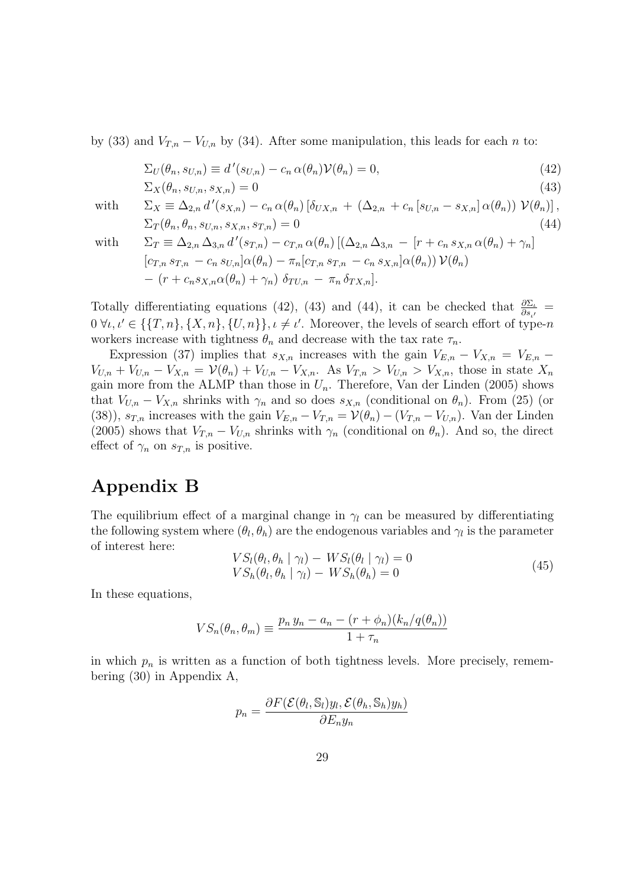by (33) and $V_{T,n} - V_{U,n}$ by (34). After some manipulation, this leads for each $n$ to:

$$\Sigma_U(\theta_n, s_{U,n}) \equiv d'(s_{U,n}) - c_n\, \alpha(\theta_n) \mathcal{V}(\theta_n) = 0, \tag{42}$$

$$\Sigma_X(\theta_n, s_{U,n}, s_{X,n}) = 0 \tag{43}$$

with $\quad \Sigma_X \equiv \Delta_{2,n}\, d'(s_{X,n}) - c_n\, \alpha(\theta_n) \left[\delta_{UX,n} + \left(\Delta_{2,n} + c_n\, [s_{U,n} - s_{X,n}]\, \alpha(\theta_n)\right) \mathcal{V}(\theta_n)\right],$

$$\Sigma_T(\theta_n, \theta_n, s_{U,n}, s_{X,n}, s_{T,n}) = 0 \tag{44}$$

with $\quad \Sigma_T \equiv \Delta_{2,n}\, \Delta_{3,n}\, d'(s_{T,n}) - c_{T,n}\, \alpha(\theta_n) \left[(\Delta_{2,n}\, \Delta_{3,n} - [r + c_n\, s_{X,n}\, \alpha(\theta_n) + \gamma_n]\right.$
$\quad [c_{T,n}\, s_{T,n} - c_n\, s_{U,n}]\alpha(\theta_n) - \pi_n[c_{T,n}\, s_{T,n} - c_n\, s_{X,n}]\alpha(\theta_n))\, \mathcal{V}(\theta_n)$
$\quad \left. - \, (r + c_n s_{X,n} \alpha(\theta_n) + \gamma_n)\; \delta_{TU,n} \, - \, \pi_n\, \delta_{TX,n}\right].$

Totally differentiating equations (42), (43) and (44), it can be checked that $\frac{\partial \Sigma_\iota}{\partial s_{\iota'}} = 0\; \forall \iota, \iota' \in \{\{T,n\}, \{X,n\}, \{U,n\}\}, \iota \neq \iota'$. Moreover, the levels of search effort of type-$n$ workers increase with tightness $\theta_n$ and decrease with the tax rate $\tau_n$.

Expression (37) implies that $s_{X,n}$ increases with the gain $V_{E,n} - V_{X,n} = V_{E,n} - V_{U,n} + V_{U,n} - V_{X,n} = \mathcal{V}(\theta_n) + V_{U,n} - V_{X,n}$. As $V_{T,n} > V_{U,n} > V_{X,n}$, those in state $X_n$ gain more from the ALMP than those in $U_n$. Therefore, Van der Linden (2005) shows that $V_{U,n} - V_{X,n}$ shrinks with $\gamma_n$ and so does $s_{X,n}$ (conditional on $\theta_n$). From (25) (or (38)), $s_{T,n}$ increases with the gain $V_{E,n} - V_{T,n} = \mathcal{V}(\theta_n) - (V_{T,n} - V_{U,n})$. Van der Linden (2005) shows that $V_{T,n} - V_{U,n}$ shrinks with $\gamma_n$ (conditional on $\theta_n$). And so, the direct effect of $\gamma_n$ on $s_{T,n}$ is positive.

# Appendix B

The equilibrium effect of a marginal change in $\gamma_l$ can be measured by differentiating the following system where $(\theta_l, \theta_h)$ are the endogenous variables and $\gamma_l$ is the parameter of interest here:

$$\begin{array}{l} VS_l(\theta_l, \theta_h \mid \gamma_l) - \, WS_l(\theta_l \mid \gamma_l) = 0 \\ VS_h(\theta_l, \theta_h \mid \gamma_l) - \, WS_h(\theta_h) = 0 \end{array} \tag{45}$$

In these equations,

$$VS_n(\theta_n, \theta_m) \equiv \frac{p_n\, y_n - a_n - (r + \phi_n)(k_n/q(\theta_n))}{1 + \tau_n}$$

in which $p_n$ is written as a function of both tightness levels. More precisely, remembering (30) in Appendix A,

$$p_n = \frac{\partial F(\mathcal{E}(\theta_l, \mathbb{S}_l) y_l, \mathcal{E}(\theta_h, \mathbb{S}_h) y_h)}{\partial E_n y_n}$$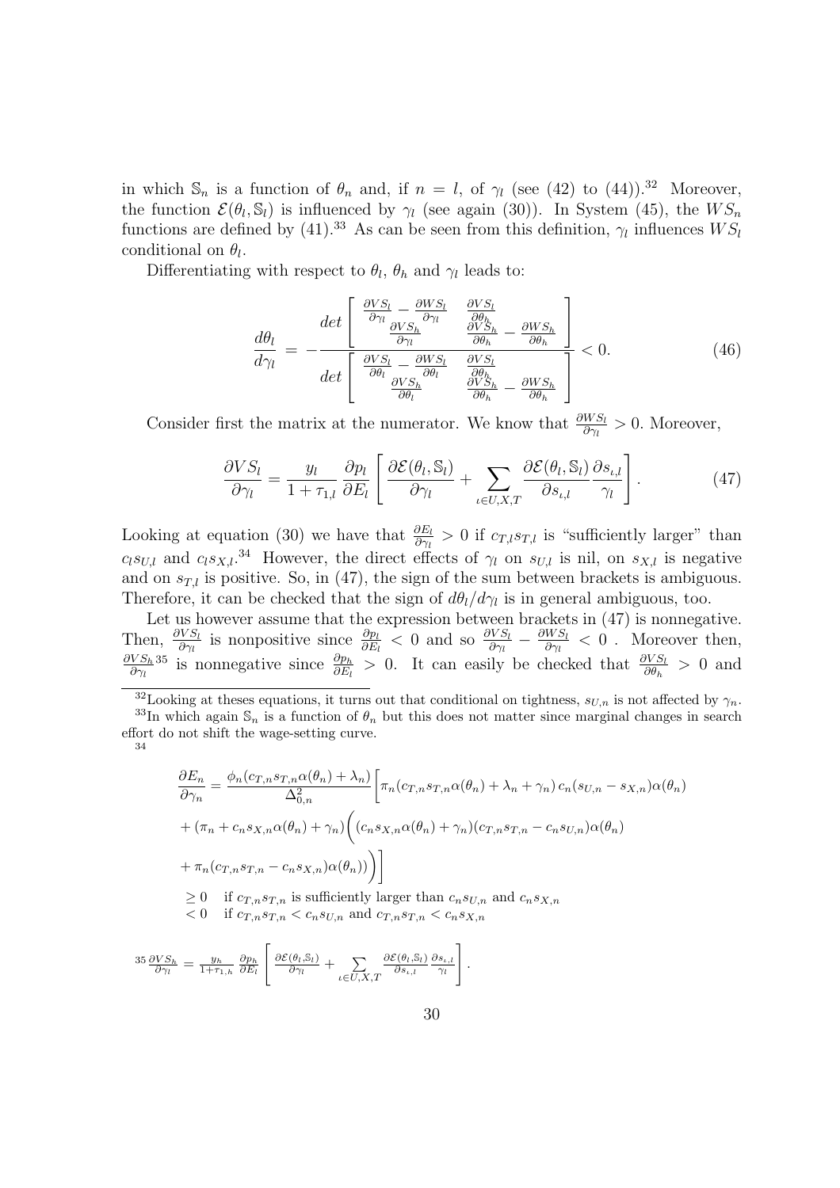in which $\mathbb{S}_n$ is a function of $\theta_n$ and, if $n = l$, of $\gamma_l$ (see (42) to (44)).[32] Moreover, the function $\mathcal{E}(\theta_l, \mathbb{S}_l)$ is influenced by $\gamma_l$ (see again (30)). In System (45), the $WS_n$ functions are defined by (41).[33] As can be seen from this definition, $\gamma_l$ influences $WS_l$ conditional on $\theta_l$.

Differentiating with respect to $\theta_l$, $\theta_h$ and $\gamma_l$ leads to:

$$\frac{d\theta_l}{d\gamma_l} = -\frac{det\begin{bmatrix} \frac{\partial VS_l}{\partial \gamma_l} - \frac{\partial WS_l}{\partial \gamma_l} & \frac{\partial VS_l}{\partial \theta_h} \\ \frac{\partial VS_h}{\partial \gamma_l} & \frac{\partial VS_h}{\partial \theta_h} - \frac{\partial WS_h}{\partial \theta_h} \end{bmatrix}}{det\begin{bmatrix} \frac{\partial VS_l}{\partial \theta_l} - \frac{\partial WS_l}{\partial \theta_l} & \frac{\partial VS_l}{\partial \theta_h} \\ \frac{\partial VS_h}{\partial \theta_l} & \frac{\partial VS_h}{\partial \theta_h} - \frac{\partial WS_h}{\partial \theta_h} \end{bmatrix}} < 0. \tag{46}$$

Consider first the matrix at the numerator. We know that $\frac{\partial WS_l}{\partial \gamma_l} > 0$. Moreover,

$$\frac{\partial VS_l}{\partial \gamma_l} = \frac{y_l}{1+\tau_{1,l}} \frac{\partial p_l}{\partial E_l} \left[ \frac{\partial \mathcal{E}(\theta_l, \mathbb{S}_l)}{\partial \gamma_l} + \sum_{\iota \in U,X,T} \frac{\partial \mathcal{E}(\theta_l, \mathbb{S}_l)}{\partial s_{\iota,l}} \frac{\partial s_{\iota,l}}{\gamma_l} \right]. \tag{47}$$

Looking at equation (30) we have that $\frac{\partial E_l}{\partial \gamma_l} > 0$ if $c_{T,l}s_{T,l}$ is "sufficiently larger" than $c_l s_{U,l}$ and $c_l s_{X,l}$.[34] However, the direct effects of $\gamma_l$ on $s_{U,l}$ is nil, on $s_{X,l}$ is negative and on $s_{T,l}$ is positive. So, in (47), the sign of the sum between brackets is ambiguous. Therefore, it can be checked that the sign of $d\theta_l/d\gamma_l$ is in general ambiguous, too.

Let us however assume that the expression between brackets in (47) is nonnegative. Then, $\frac{\partial VS_l}{\partial \gamma_l}$ is nonpositive since $\frac{\partial p_l}{\partial E_l} < 0$ and so $\frac{\partial VS_l}{\partial \gamma_l} - \frac{\partial WS_l}{\partial \gamma_l} < 0$ . Moreover then, $\frac{\partial VS_h}{\partial \gamma_l}$[35] is nonnegative since $\frac{\partial p_h}{\partial E_l} > 0$. It can easily be checked that $\frac{\partial VS_l}{\partial \theta_h} > 0$ and

---

[32] Looking at theses equations, it turns out that conditional on tightness, $s_{U,n}$ is not affected by $\gamma_n$.

[33] In which again $\mathbb{S}_n$ is a function of $\theta_n$ but this does not matter since marginal changes in search effort do not shift the wage-setting curve.

[34]

$$\begin{aligned}
\frac{\partial E_n}{\partial \gamma_n} &= \frac{\phi_n(c_{T,n}s_{T,n}\alpha(\theta_n) + \lambda_n)}{\Delta_{0,n}^2}\bigg[\pi_n(c_{T,n}s_{T,n}\alpha(\theta_n) + \lambda_n + \gamma_n)\, c_n(s_{U,n} - s_{X,n})\alpha(\theta_n) \\
&+ (\pi_n + c_n s_{X,n}\alpha(\theta_n) + \gamma_n)\bigg((c_n s_{X,n}\alpha(\theta_n) + \gamma_n)(c_{T,n}s_{T,n} - c_n s_{U,n})\alpha(\theta_n) \\
&+ \pi_n(c_{T,n}s_{T,n} - c_n s_{X,n})\alpha(\theta_n))\bigg)\bigg] \\
&\geq 0 \quad \text{if } c_{T,n}s_{T,n} \text{ is sufficiently larger than } c_n s_{U,n} \text{ and } c_n s_{X,n} \\
&< 0 \quad \text{if } c_{T,n}s_{T,n} < c_n s_{U,n} \text{ and } c_{T,n}s_{T,n} < c_n s_{X,n}
\end{aligned}$$

[35] $\frac{\partial VS_h}{\partial \gamma_l} = \frac{y_h}{1+\tau_{1,h}} \frac{\partial p_h}{\partial E_l} \left[ \frac{\partial \mathcal{E}(\theta_l, \mathbb{S}_l)}{\partial \gamma_l} + \sum_{\iota \in U,X,T} \frac{\partial \mathcal{E}(\theta_l, \mathbb{S}_l)}{\partial s_{\iota,l}} \frac{\partial s_{\iota,l}}{\gamma_l} \right].$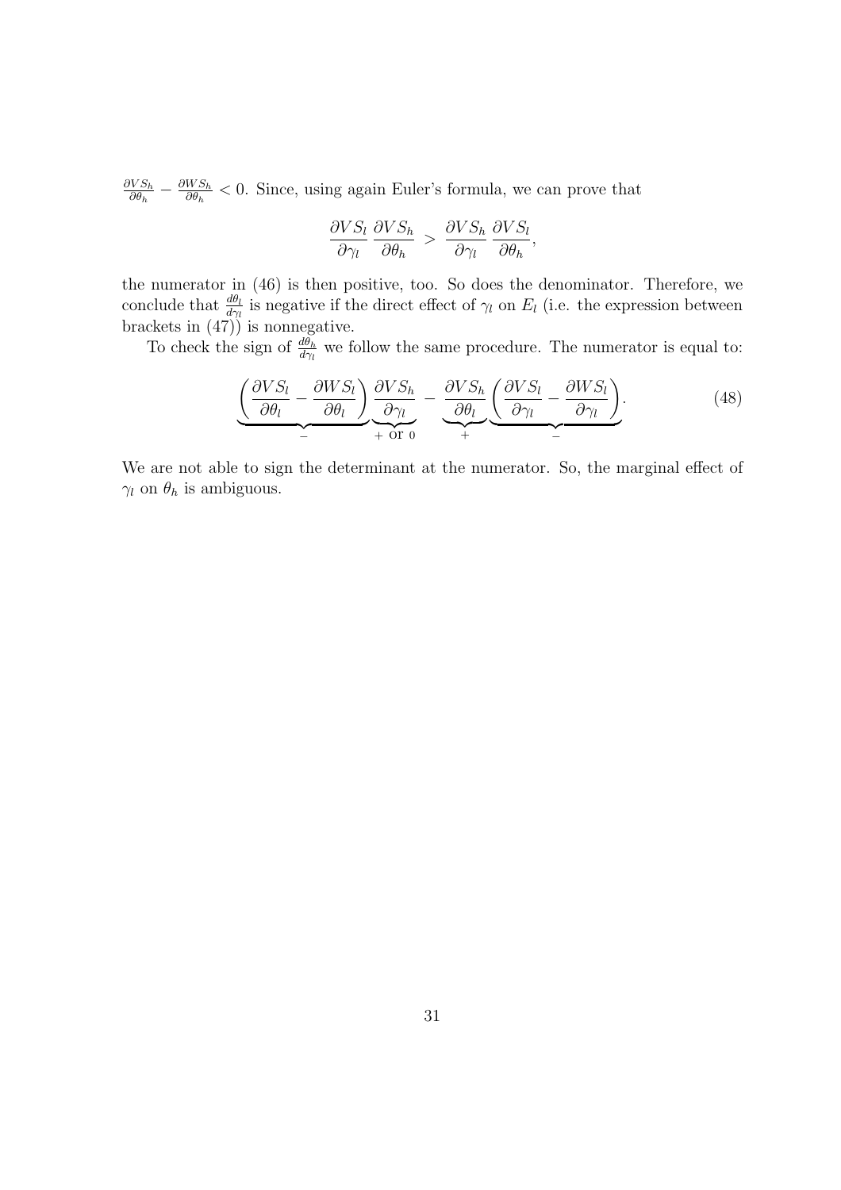$\frac{\partial VS_h}{\partial \theta_h} - \frac{\partial WS_h}{\partial \theta_h} < 0$. Since, using again Euler's formula, we can prove that

$$\frac{\partial VS_l}{\partial \gamma_l}\,\frac{\partial VS_h}{\partial \theta_h} \;>\; \frac{\partial VS_h}{\partial \gamma_l}\,\frac{\partial VS_l}{\partial \theta_h},$$

the numerator in (46) is then positive, too. So does the denominator. Therefore, we conclude that $\frac{d\theta_l}{d\gamma_l}$ is negative if the direct effect of $\gamma_l$ on $E_l$ (i.e. the expression between brackets in (47)) is nonnegative.

To check the sign of $\frac{d\theta_h}{d\gamma_l}$ we follow the same procedure. The numerator is equal to:

$$\underbrace{\left(\frac{\partial VS_l}{\partial \theta_l} - \frac{\partial WS_l}{\partial \theta_l}\right)}_{-}\underbrace{\frac{\partial VS_h}{\partial \gamma_l}}_{+\text{ or }0} - \underbrace{\frac{\partial VS_h}{\partial \theta_l}}_{+}\underbrace{\left(\frac{\partial VS_l}{\partial \gamma_l} - \frac{\partial WS_l}{\partial \gamma_l}\right)}_{-}. \tag{48}$$

We are not able to sign the determinant at the numerator. So, the marginal effect of $\gamma_l$ on $\theta_h$ is ambiguous.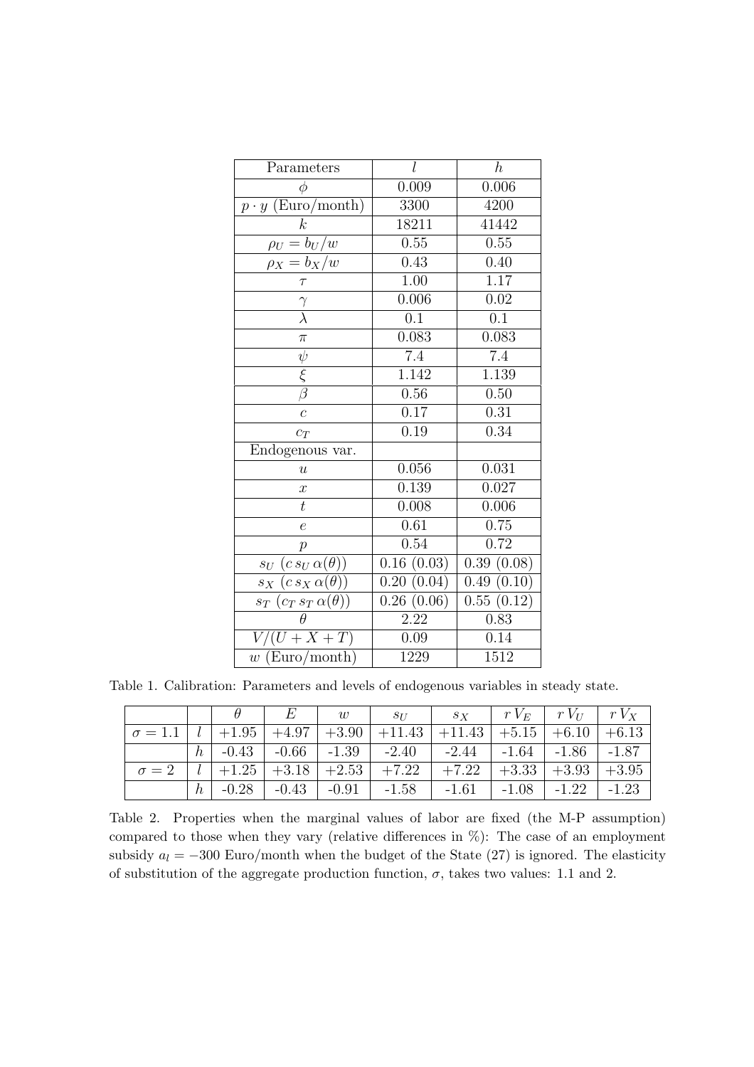| Parameters | $l$ | $h$ |
|---|---|---|
| $\phi$ | 0.009 | 0.006 |
| $p \cdot y$ (Euro/month) | 3300 | 4200 |
| $k$ | 18211 | 41442 |
| $\rho_U = b_U/w$ | 0.55 | 0.55 |
| $\rho_X = b_X/w$ | 0.43 | 0.40 |
| $\tau$ | 1.00 | 1.17 |
| $\gamma$ | 0.006 | 0.02 |
| $\lambda$ | 0.1 | 0.1 |
| $\pi$ | 0.083 | 0.083 |
| $\psi$ | 7.4 | 7.4 |
| $\xi$ | 1.142 | 1.139 |
| $\beta$ | 0.56 | 0.50 |
| $c$ | 0.17 | 0.31 |
| $c_T$ | 0.19 | 0.34 |
| Endogenous var. | | |
| $u$ | 0.056 | 0.031 |
| $x$ | 0.139 | 0.027 |
| $t$ | 0.008 | 0.006 |
| $e$ | 0.61 | 0.75 |
| $p$ | 0.54 | 0.72 |
| $s_U$ ($c\, s_U\, \alpha(\theta)$) | 0.16 (0.03) | 0.39 (0.08) |
| $s_X$ ($c\, s_X\, \alpha(\theta)$) | 0.20 (0.04) | 0.49 (0.10) |
| $s_T$ ($c_T\, s_T\, \alpha(\theta)$) | 0.26 (0.06) | 0.55 (0.12) |
| $\theta$ | 2.22 | 0.83 |
| $V/(U+X+T)$ | 0.09 | 0.14 |
| $w$ (Euro/month) | 1229 | 1512 |

Table 1. Calibration: Parameters and levels of endogenous variables in steady state.

| | | $\theta$ | $E$ | $w$ | $s_U$ | $s_X$ | $r\,V_E$ | $r\,V_U$ | $r\,V_X$ |
|---|---|---|---|---|---|---|---|---|---|
| $\sigma = 1.1$ | $l$ | +1.95 | +4.97 | +3.90 | +11.43 | +11.43 | +5.15 | +6.10 | +6.13 |
| | $h$ | -0.43 | -0.66 | -1.39 | -2.40 | -2.44 | -1.64 | -1.86 | -1.87 |
| $\sigma = 2$ | $l$ | +1.25 | +3.18 | +2.53 | +7.22 | +7.22 | +3.33 | +3.93 | +3.95 |
| | $h$ | -0.28 | -0.43 | -0.91 | -1.58 | -1.61 | -1.08 | -1.22 | -1.23 |

Table 2. Properties when the marginal values of labor are fixed (the M-P assumption) compared to those when they vary (relative differences in %): The case of an employment subsidy $a_l = -300$ Euro/month when the budget of the State (27) is ignored. The elasticity of substitution of the aggregate production function, $\sigma$, takes two values: 1.1 and 2.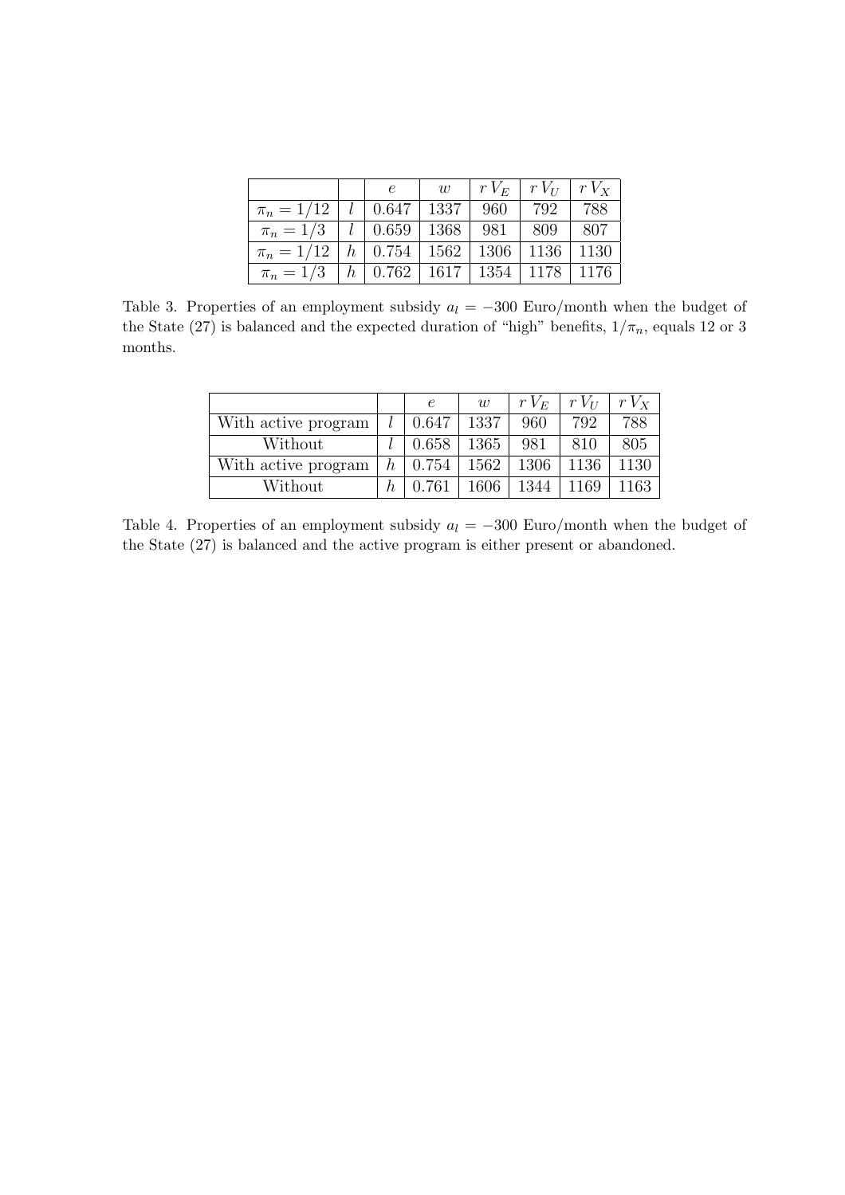|  |  | $e$ | $w$ | $r\,V_E$ | $r\,V_U$ | $r\,V_X$ |
|---|---|---|---|---|---|---|
| $\pi_n = 1/12$ | $l$ | 0.647 | 1337 | 960 | 792 | 788 |
| $\pi_n = 1/3$ | $l$ | 0.659 | 1368 | 981 | 809 | 807 |
| $\pi_n = 1/12$ | $h$ | 0.754 | 1562 | 1306 | 1136 | 1130 |
| $\pi_n = 1/3$ | $h$ | 0.762 | 1617 | 1354 | 1178 | 1176 |

Table 3. Properties of an employment subsidy $a_l = -300$ Euro/month when the budget of the State (27) is balanced and the expected duration of "high" benefits, $1/\pi_n$, equals 12 or 3 months.

|  |  | $e$ | $w$ | $r\,V_E$ | $r\,V_U$ | $r\,V_X$ |
|---|---|---|---|---|---|---|
| With active program | $l$ | 0.647 | 1337 | 960 | 792 | 788 |
| Without | $l$ | 0.658 | 1365 | 981 | 810 | 805 |
| With active program | $h$ | 0.754 | 1562 | 1306 | 1136 | 1130 |
| Without | $h$ | 0.761 | 1606 | 1344 | 1169 | 1163 |

Table 4. Properties of an employment subsidy $a_l = -300$ Euro/month when the budget of the State (27) is balanced and the active program is either present or abandoned.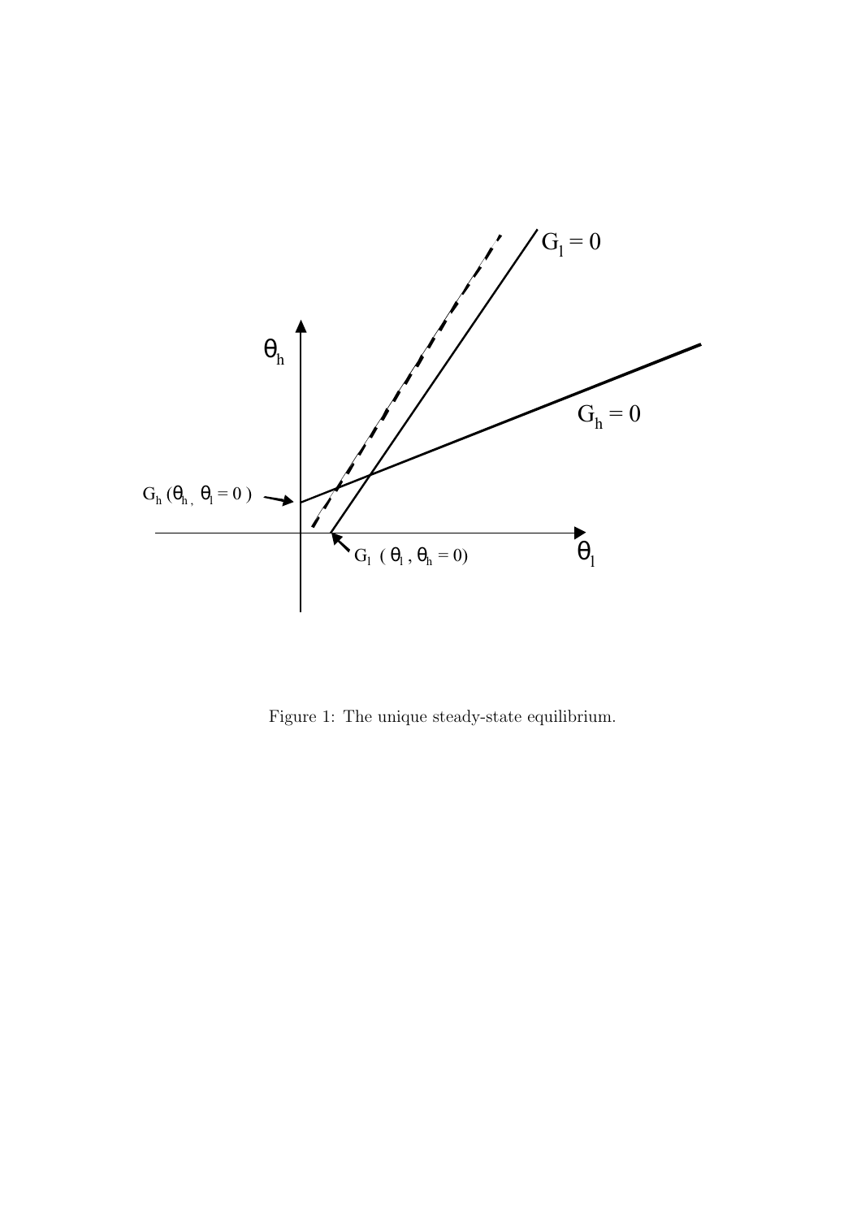Figure 1: The unique steady-state equilibrium.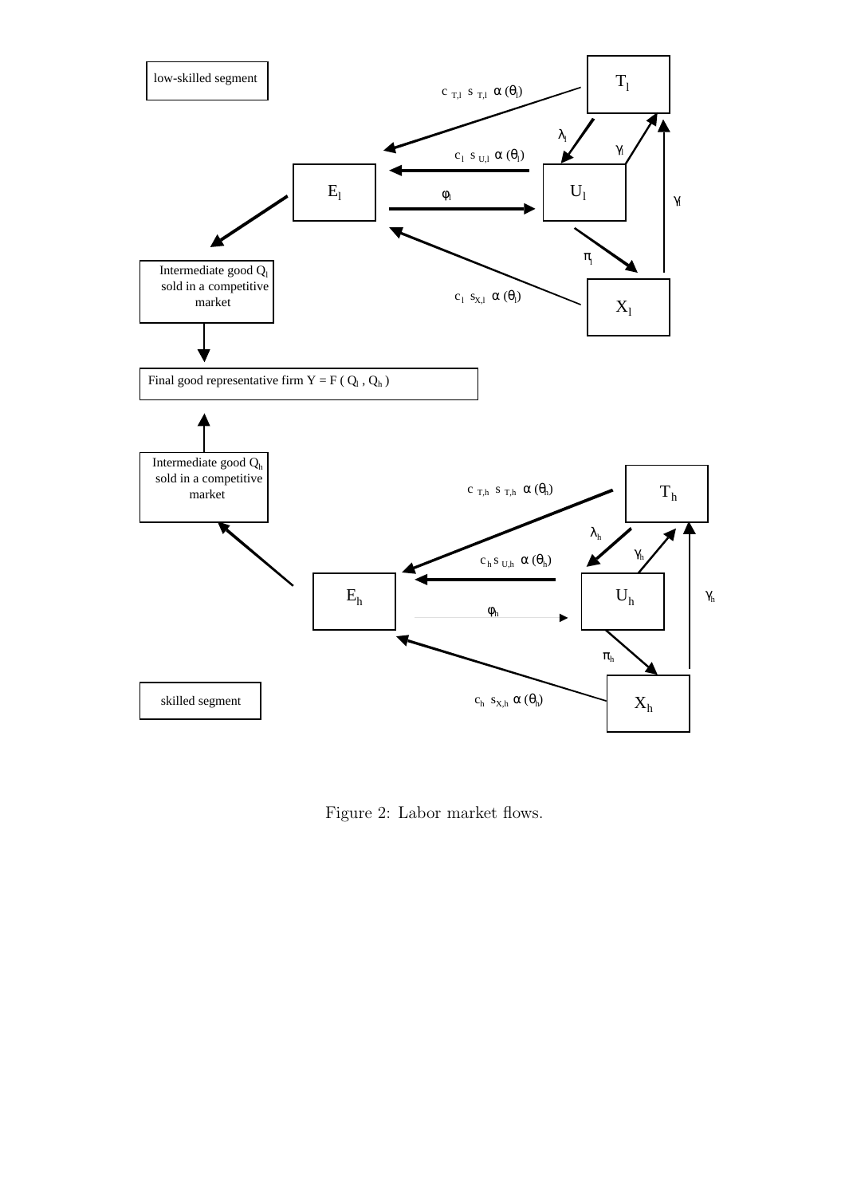low-skilled segment

$T_l$

$c_{T,l}\ s_{T,l}\ \alpha(\theta_l)$

$\lambda_l$

$\gamma_l$

$c_l\ s_{U,l}\ \alpha(\theta_l)$

$E_l$

$\varphi_l$

$U_l$

$\gamma_l$

$\pi_l$

Intermediate good $Q_l$ sold in a competitive market

$c_l\ s_{X,l}\ \alpha(\theta_l)$

$X_l$

Final good representative firm $Y = F(Q_l, Q_h)$

Intermediate good $Q_h$ sold in a competitive market

$c_{T,h}\ s_{T,h}\ \alpha(\theta_h)$

$T_h$

$\lambda_h$

$\gamma_h$

$c_h\ s_{U,h}\ \alpha(\theta_h)$

$E_h$

$U_h$

$\gamma_h$

$\varphi_h$

$\pi_h$

skilled segment

$c_h\ s_{X,h}\ \alpha(\theta_h)$

$X_h$

Figure 2: Labor market flows.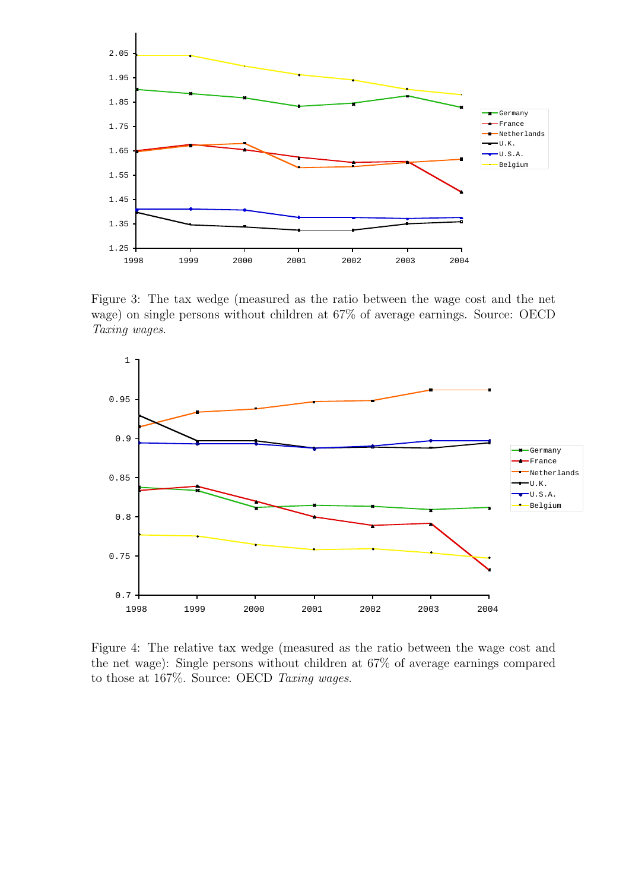Figure 3: The tax wedge (measured as the ratio between the wage cost and the net wage) on single persons without children at 67% of average earnings. Source: OECD *Taxing wages*.

Figure 4: The relative tax wedge (measured as the ratio between the wage cost and the net wage): Single persons without children at 67% of average earnings compared to those at 167%. Source: OECD *Taxing wages*.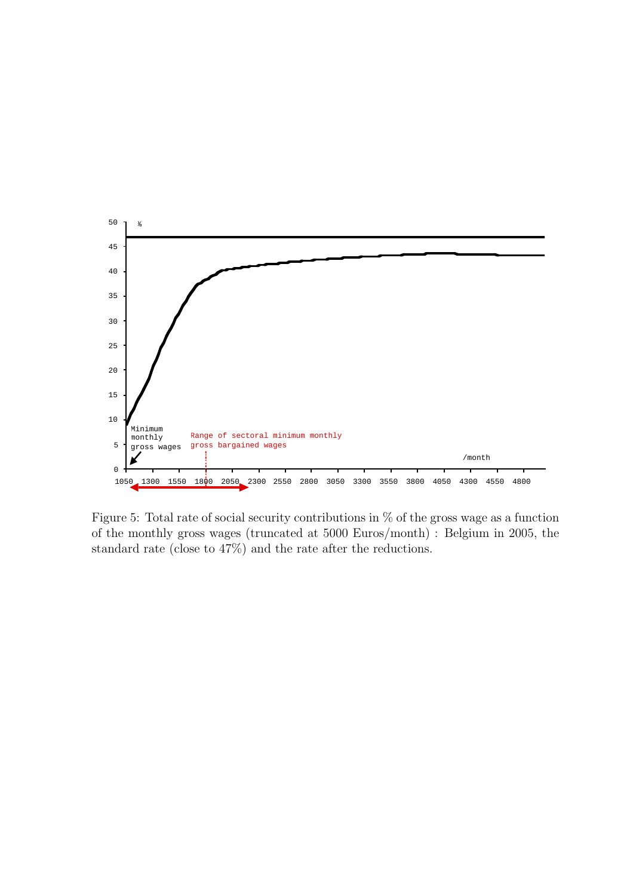Figure 5: Total rate of social security contributions in % of the gross wage as a function of the monthly gross wages (truncated at 5000 Euros/month) : Belgium in 2005, the standard rate (close to 47%) and the rate after the reductions.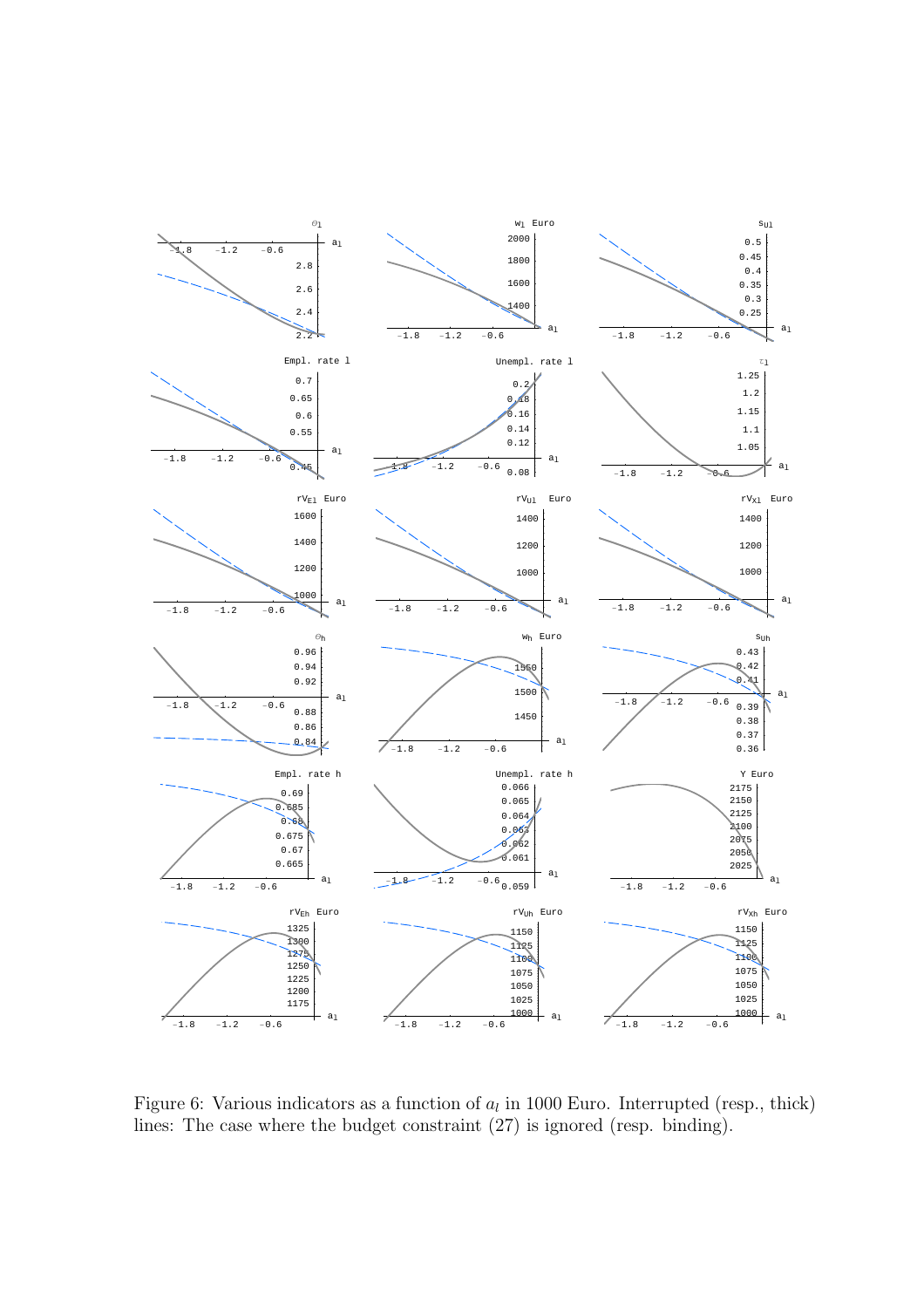$\theta_l$

$a_l$

−1.8 −1.2 −0.6

2.8

2.6

2.4

2.2

$w_l$ Euro

2000

1800

1600

1400

$a_l$

−1.8 −1.2 −0.6

$s_{Ul}$

0.5

0.45

0.4

0.35

0.3

0.25

$a_l$

−1.8 −1.2 −0.6

Empl. rate l

0.7

0.65

0.6

0.55

$a_l$

−1.8 −1.2 −0.6

0.45

Unempl. rate l

0.2

0.18

0.16

0.14

0.12

$a_l$

−1.8 −1.2 −0.6

0.08

$\tau_l$

1.25

1.2

1.15

1.1

1.05

$a_l$

−1.8 −1.2 −0.6

$rV_{El}$ Euro

1600

1400

1200

1000

$a_l$

−1.8 −1.2 −0.6

$rV_{Ul}$ Euro

1400

1200

1000

$a_l$

−1.8 −1.2 −0.6

$rV_{Xl}$ Euro

1400

1200

1000

$a_l$

−1.8 −1.2 −0.6

$\theta_h$

0.96

0.94

0.92

$a_l$

−1.8 −1.2 −0.6

0.88

0.86

0.84

$w_h$ Euro

1550

1500

1450

$a_l$

−1.8 −1.2 −0.6

$s_{Uh}$

0.43

0.42

0.41

$a_l$

−1.8 −1.2 −0.6

0.39

0.38

0.37

0.36

Empl. rate h

0.69

0.685

0.68

0.675

0.67

0.665

$a_l$

−1.8 −1.2 −0.6

Unempl. rate h

0.066

0.065

0.064

0.063

0.062

0.061

$a_l$

−1.8 −1.2 −0.6

0.059

Y Euro

2175

2150

2125

2100

2075

2050

2025

$a_l$

−1.8 −1.2 −0.6

$rV_{Eh}$ Euro

1325

1300

1275

1250

1225

1200

1175

$a_l$

−1.8 −1.2 −0.6

$rV_{Uh}$ Euro

1150

1125

1100

1075

1050

1025

1000

$a_l$

−1.8 −1.2 −0.6

$rV_{Xh}$ Euro

1150

1125

1100

1075

1050

1025

1000

$a_l$

−1.8 −1.2 −0.6

Figure 6: Various indicators as a function of $a_l$ in 1000 Euro. Interrupted (resp., thick) lines: The case where the budget constraint (27) is ignored (resp. binding).